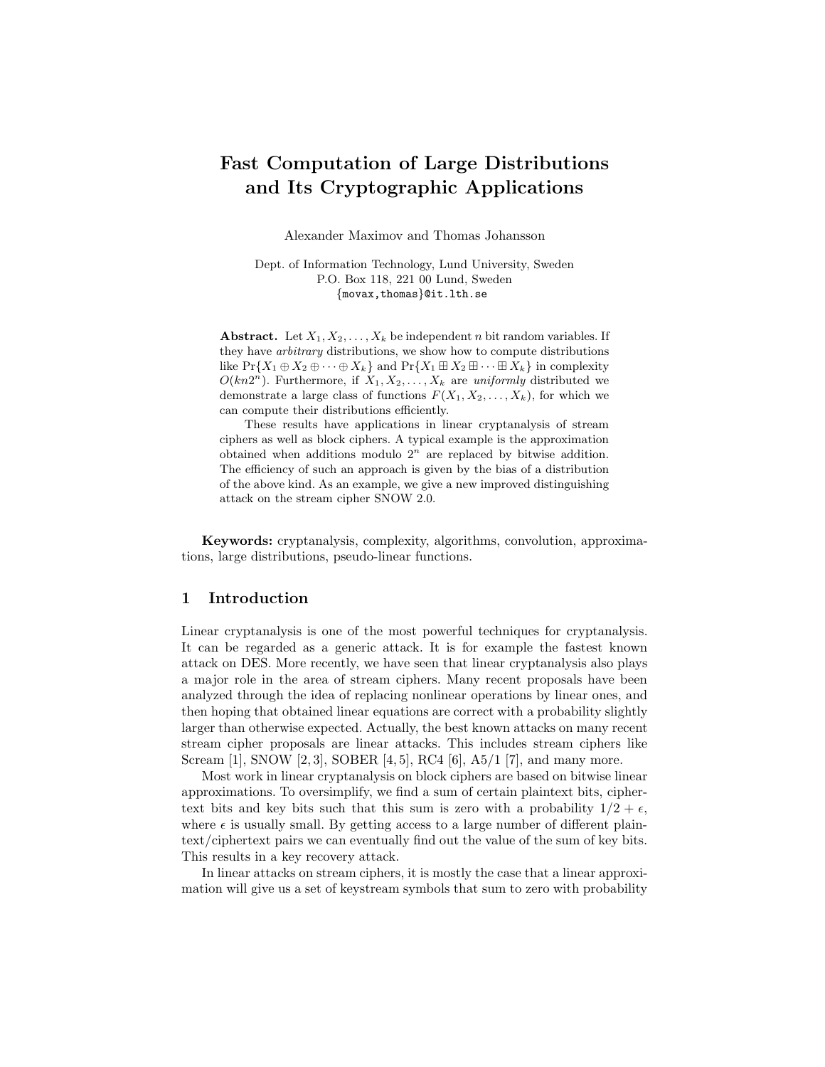# Fast Computation of Large Distributions and Its Cryptographic Applications

Alexander Maximov and Thomas Johansson

Dept. of Information Technology, Lund University, Sweden
P.O. Box 118, 221 00 Lund, Sweden
{movax,thomas}@it.lth.se

**Abstract.** Let $X_1, X_2, \ldots, X_k$ be independent $n$ bit random variables. If they have *arbitrary* distributions, we show how to compute distributions like $\Pr\{X_1 \oplus X_2 \oplus \cdots \oplus X_k\}$ and $\Pr\{X_1 \boxplus X_2 \boxplus \cdots \boxplus X_k\}$ in complexity $O(kn2^n)$. Furthermore, if $X_1, X_2, \ldots, X_k$ are *uniformly* distributed we demonstrate a large class of functions $F(X_1, X_2, \ldots, X_k)$, for which we can compute their distributions efficiently.

These results have applications in linear cryptanalysis of stream ciphers as well as block ciphers. A typical example is the approximation obtained when additions modulo $2^n$ are replaced by bitwise addition. The efficiency of such an approach is given by the bias of a distribution of the above kind. As an example, we give a new improved distinguishing attack on the stream cipher SNOW 2.0.

**Keywords:** cryptanalysis, complexity, algorithms, convolution, approximations, large distributions, pseudo-linear functions.

## 1 Introduction

Linear cryptanalysis is one of the most powerful techniques for cryptanalysis. It can be regarded as a generic attack. It is for example the fastest known attack on DES. More recently, we have seen that linear cryptanalysis also plays a major role in the area of stream ciphers. Many recent proposals have been analyzed through the idea of replacing nonlinear operations by linear ones, and then hoping that obtained linear equations are correct with a probability slightly larger than otherwise expected. Actually, the best known attacks on many recent stream cipher proposals are linear attacks. This includes stream ciphers like Scream [1], SNOW [2, 3], SOBER [4, 5], RC4 [6], A5/1 [7], and many more.

Most work in linear cryptanalysis on block ciphers are based on bitwise linear approximations. To oversimplify, we find a sum of certain plaintext bits, ciphertext bits and key bits such that this sum is zero with a probability $1/2 + \epsilon$, where $\epsilon$ is usually small. By getting access to a large number of different plaintext/ciphertext pairs we can eventually find out the value of the sum of key bits. This results in a key recovery attack.

In linear attacks on stream ciphers, it is mostly the case that a linear approximation will give us a set of keystream symbols that sum to zero with probability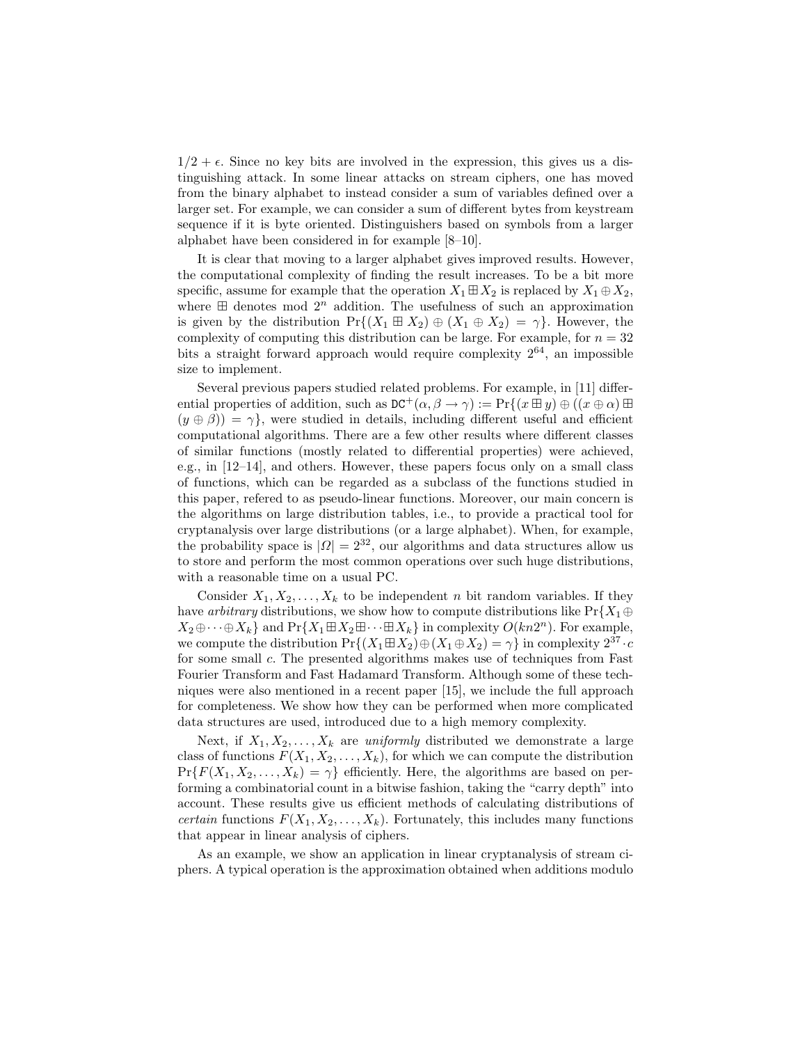$1/2 + \epsilon$. Since no key bits are involved in the expression, this gives us a distinguishing attack. In some linear attacks on stream ciphers, one has moved from the binary alphabet to instead consider a sum of variables defined over a larger set. For example, we can consider a sum of different bytes from keystream sequence if it is byte oriented. Distinguishers based on symbols from a larger alphabet have been considered in for example [8–10].

It is clear that moving to a larger alphabet gives improved results. However, the computational complexity of finding the result increases. To be a bit more specific, assume for example that the operation $X_1 \boxplus X_2$ is replaced by $X_1 \oplus X_2$, where $\boxplus$ denotes mod $2^n$ addition. The usefulness of such an approximation is given by the distribution $\Pr\{(X_1 \boxplus X_2) \oplus (X_1 \oplus X_2) = \gamma\}$. However, the complexity of computing this distribution can be large. For example, for $n = 32$ bits a straight forward approach would require complexity $2^{64}$, an impossible size to implement.

Several previous papers studied related problems. For example, in [11] differential properties of addition, such as $\texttt{DC}^+(\alpha, \beta \rightarrow \gamma) := \Pr\{(x \boxplus y) \oplus ((x \oplus \alpha) \boxplus (y \oplus \beta)) = \gamma\}$, were studied in details, including different useful and efficient computational algorithms. There are a few other results where different classes of similar functions (mostly related to differential properties) were achieved, e.g., in [12–14], and others. However, these papers focus only on a small class of functions, which can be regarded as a subclass of the functions studied in this paper, refered to as pseudo-linear functions. Moreover, our main concern is the algorithms on large distribution tables, i.e., to provide a practical tool for cryptanalysis over large distributions (or a large alphabet). When, for example, the probability space is $|\Omega| = 2^{32}$, our algorithms and data structures allow us to store and perform the most common operations over such huge distributions, with a reasonable time on a usual PC.

Consider $X_1, X_2, \ldots, X_k$ to be independent $n$ bit random variables. If they have *arbitrary* distributions, we show how to compute distributions like $\Pr\{X_1 \oplus X_2 \oplus \cdots \oplus X_k\}$ and $\Pr\{X_1 \boxplus X_2 \boxplus \cdots \boxplus X_k\}$ in complexity $O(kn2^n)$. For example, we compute the distribution $\Pr\{(X_1 \boxplus X_2) \oplus (X_1 \oplus X_2) = \gamma\}$ in complexity $2^{37} \cdot c$ for some small $c$. The presented algorithms makes use of techniques from Fast Fourier Transform and Fast Hadamard Transform. Although some of these techniques were also mentioned in a recent paper [15], we include the full approach for completeness. We show how they can be performed when more complicated data structures are used, introduced due to a high memory complexity.

Next, if $X_1, X_2, \ldots, X_k$ are *uniformly* distributed we demonstrate a large class of functions $F(X_1, X_2, \ldots, X_k)$, for which we can compute the distribution $\Pr\{F(X_1, X_2, \ldots, X_k) = \gamma\}$ efficiently. Here, the algorithms are based on performing a combinatorial count in a bitwise fashion, taking the "carry depth" into account. These results give us efficient methods of calculating distributions of *certain* functions $F(X_1, X_2, \ldots, X_k)$. Fortunately, this includes many functions that appear in linear analysis of ciphers.

As an example, we show an application in linear cryptanalysis of stream ciphers. A typical operation is the approximation obtained when additions modulo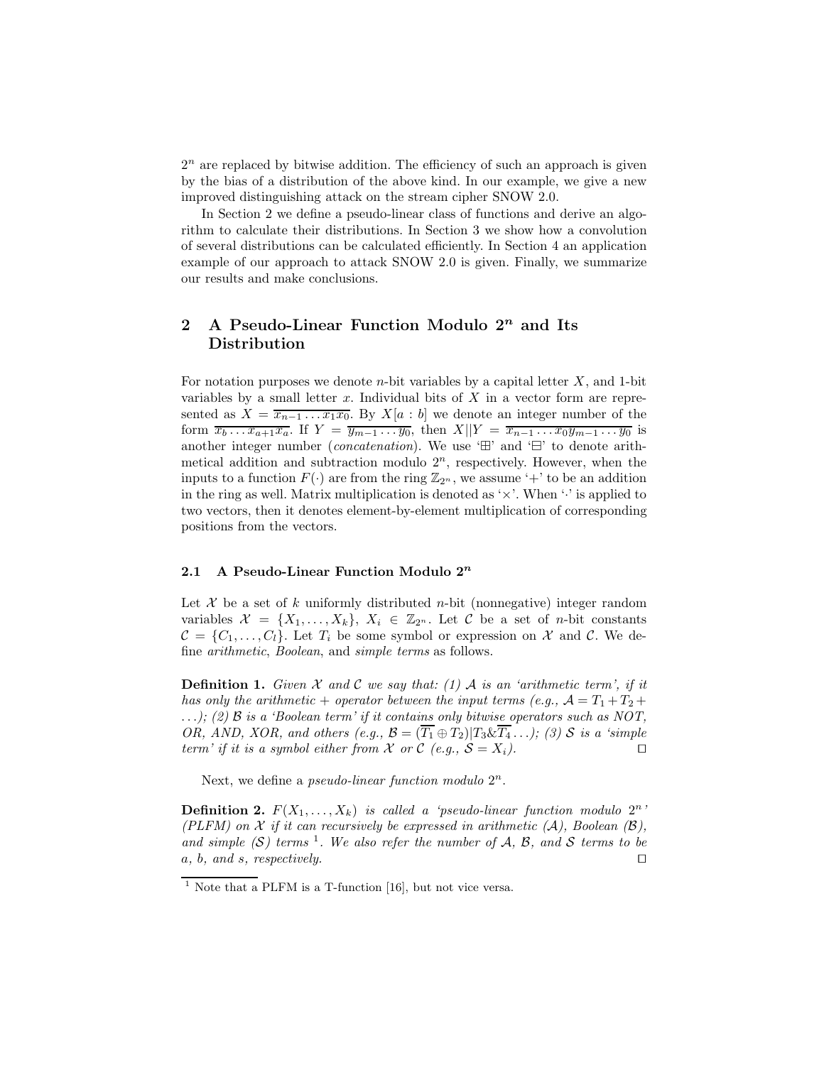$2^n$ are replaced by bitwise addition. The efficiency of such an approach is given by the bias of a distribution of the above kind. In our example, we give a new improved distinguishing attack on the stream cipher SNOW 2.0.

In Section 2 we define a pseudo-linear class of functions and derive an algorithm to calculate their distributions. In Section 3 we show how a convolution of several distributions can be calculated efficiently. In Section 4 an application example of our approach to attack SNOW 2.0 is given. Finally, we summarize our results and make conclusions.

## 2 A Pseudo-Linear Function Modulo $2^n$ and Its Distribution

For notation purposes we denote $n$-bit variables by a capital letter $X$, and 1-bit variables by a small letter $x$. Individual bits of $X$ in a vector form are represented as $X = \overline{x_{n-1} \dots x_1 x_0}$. By $X[a : b]$ we denote an integer number of the form $\overline{x_b \dots x_{a+1} x_a}$. If $Y = \overline{y_{m-1} \dots y_0}$, then $X||Y = \overline{x_{n-1} \dots x_0 y_{m-1} \dots y_0}$ is another integer number (*concatenation*). We use '$\boxplus$' and '$\boxminus$' to denote arithmetical addition and subtraction modulo $2^n$, respectively. However, when the inputs to a function $F(\cdot)$ are from the ring $\mathbb{Z}_{2^n}$, we assume '$+$' to be an addition in the ring as well. Matrix multiplication is denoted as '$\times$'. When '$\cdot$' is applied to two vectors, then it denotes element-by-element multiplication of corresponding positions from the vectors.

### 2.1 A Pseudo-Linear Function Modulo $2^n$

Let $\mathcal{X}$ be a set of $k$ uniformly distributed $n$-bit (nonnegative) integer random variables $\mathcal{X} = \{X_1, \dots, X_k\}$, $X_i \in \mathbb{Z}_{2^n}$. Let $\mathcal{C}$ be a set of $n$-bit constants $\mathcal{C} = \{C_1, \dots, C_l\}$. Let $T_i$ be some symbol or expression on $\mathcal{X}$ and $\mathcal{C}$. We define *arithmetic*, *Boolean*, and *simple terms* as follows.

**Definition 1.** *Given $\mathcal{X}$ and $\mathcal{C}$ we say that: (1) $\mathcal{A}$ is an 'arithmetic term', if it has only the arithmetic $+$ operator between the input terms (e.g., $\mathcal{A} = T_1 + T_2 + \dots$); (2) $\mathcal{B}$ is a 'Boolean term' if it contains only bitwise operators such as NOT, OR, AND, XOR, and others (e.g., $\mathcal{B} = (\overline{T_1} \oplus T_2)|T_3 \& \overline{T_4} \dots$); (3) $\mathcal{S}$ is a 'simple term' if it is a symbol either from $\mathcal{X}$ or $\mathcal{C}$ (e.g., $\mathcal{S} = X_i$).* □

Next, we define a *pseudo-linear function modulo* $2^n$.

**Definition 2.** *$F(X_1, \dots, X_k)$ is called a 'pseudo-linear function modulo $2^n$' (PLFM) on $\mathcal{X}$ if it can recursively be expressed in arithmetic ($\mathcal{A}$), Boolean ($\mathcal{B}$), and simple ($\mathcal{S}$) terms [1]. We also refer the number of $\mathcal{A}$, $\mathcal{B}$, and $\mathcal{S}$ terms to be $a$, $b$, and $s$, respectively.* □

[1] Note that a PLFM is a T-function [16], but not vice versa.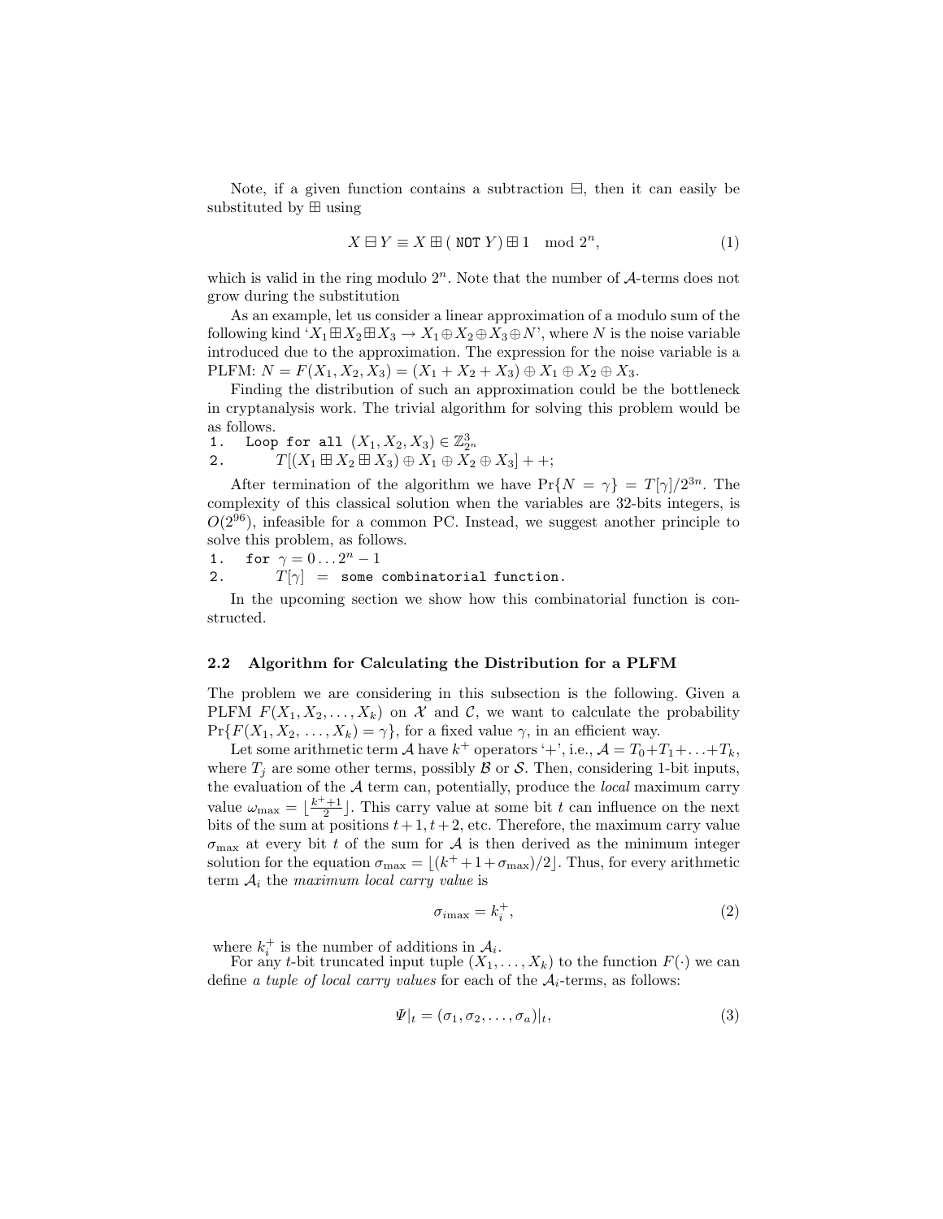Note, if a given function contains a subtraction $\boxminus$, then it can easily be substituted by $\boxplus$ using

$$X \boxminus Y \equiv X \boxplus (\texttt{ NOT } Y) \boxplus 1 \mod 2^n, \tag{1}$$

which is valid in the ring modulo $2^n$. Note that the number of $\mathcal{A}$-terms does not grow during the substitution

As an example, let us consider a linear approximation of a modulo sum of the following kind '$X_1 \boxplus X_2 \boxplus X_3 \to X_1 \oplus X_2 \oplus X_3 \oplus N$', where $N$ is the noise variable introduced due to the approximation. The expression for the noise variable is a PLFM: $N = F(X_1, X_2, X_3) = (X_1 + X_2 + X_3) \oplus X_1 \oplus X_2 \oplus X_3$.

Finding the distribution of such an approximation could be the bottleneck in cryptanalysis work. The trivial algorithm for solving this problem would be as follows.

1. Loop for all $(X_1, X_2, X_3) \in \mathbb{Z}^3_{2^n}$
2. $\quad T[(X_1 \boxplus X_2 \boxplus X_3) \oplus X_1 \oplus X_2 \oplus X_3] + +;$

After termination of the algorithm we have $\Pr\{N = \gamma\} = T[\gamma]/2^{3n}$. The complexity of this classical solution when the variables are 32-bits integers, is $O(2^{96})$, infeasible for a common PC. Instead, we suggest another principle to solve this problem, as follows.

1. for $\gamma = 0 \ldots 2^n - 1$
2. $\quad T[\gamma]$ = some combinatorial function.

In the upcoming section we show how this combinatorial function is constructed.

### 2.2 Algorithm for Calculating the Distribution for a PLFM

The problem we are considering in this subsection is the following. Given a PLFM $F(X_1, X_2, \ldots, X_k)$ on $\mathcal{X}$ and $\mathcal{C}$, we want to calculate the probability $\Pr\{F(X_1, X_2, \ldots, X_k) = \gamma\}$, for a fixed value $\gamma$, in an efficient way.

Let some arithmetic term $\mathcal{A}$ have $k^+$ operators '+', i.e., $\mathcal{A} = T_0 + T_1 + \ldots + T_k$, where $T_j$ are some other terms, possibly $\mathcal{B}$ or $\mathcal{S}$. Then, considering 1-bit inputs, the evaluation of the $\mathcal{A}$ term can, potentially, produce the *local* maximum carry value $\omega_{\max} = \lfloor \frac{k^+ + 1}{2} \rfloor$. This carry value at some bit $t$ can influence on the next bits of the sum at positions $t+1, t+2$, etc. Therefore, the maximum carry value $\sigma_{\max}$ at every bit $t$ of the sum for $\mathcal{A}$ is then derived as the minimum integer solution for the equation $\sigma_{\max} = \lfloor (k^+ + 1 + \sigma_{\max})/2 \rfloor$. Thus, for every arithmetic term $\mathcal{A}_i$ the *maximum local carry value* is

$$\sigma_{i\max} = k_i^+, \tag{2}$$

where $k_i^+$ is the number of additions in $\mathcal{A}_i$.

For any $t$-bit truncated input tuple $(X_1, \ldots, X_k)$ to the function $F(\cdot)$ we can define *a tuple of local carry values* for each of the $\mathcal{A}_i$-terms, as follows:

$$\Psi|_t = (\sigma_1, \sigma_2, \ldots, \sigma_a)|_t, \tag{3}$$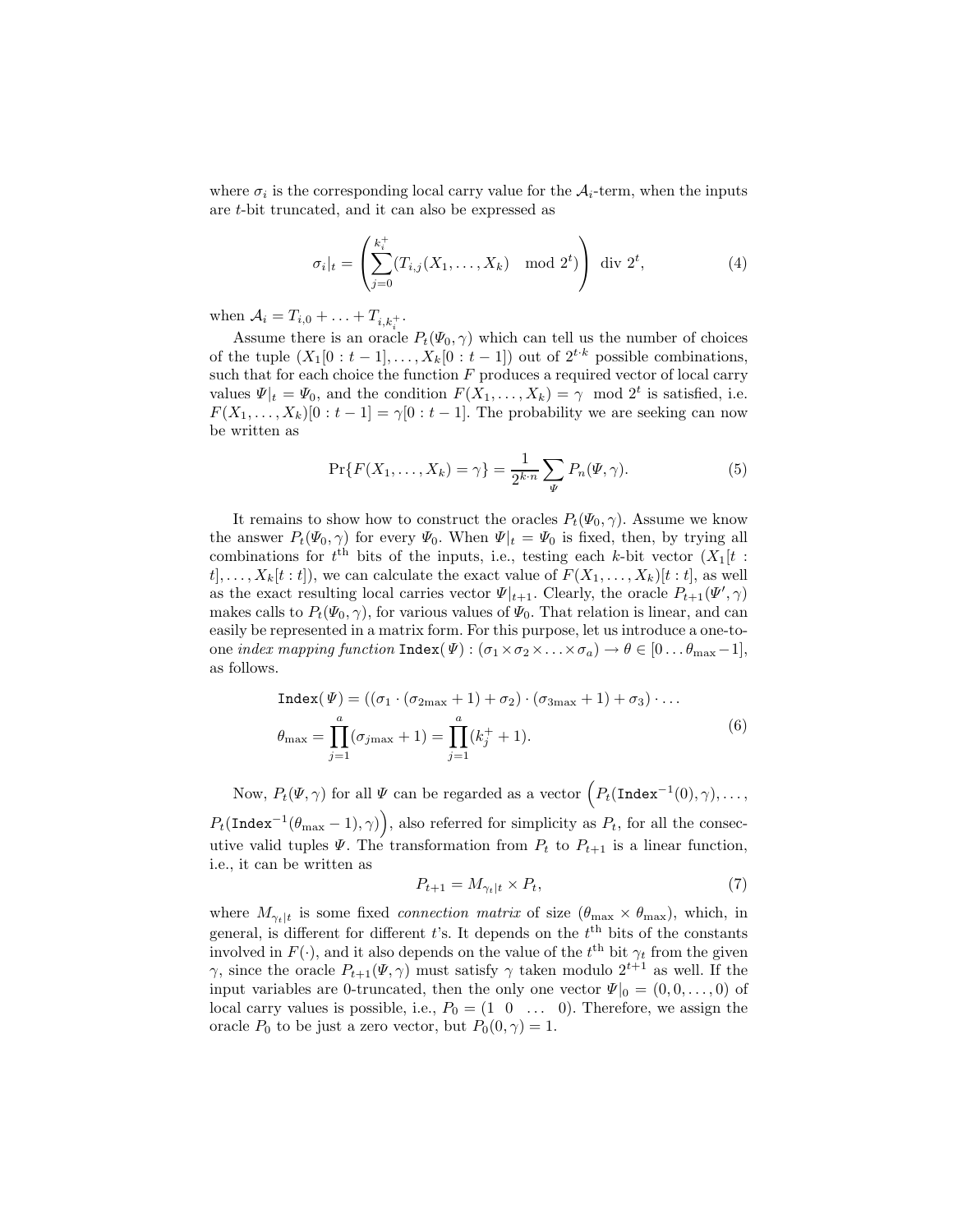where $\sigma_i$ is the corresponding local carry value for the $\mathcal{A}_i$-term, when the inputs are $t$-bit truncated, and it can also be expressed as

$$\sigma_i|_t = \left( \sum_{j=0}^{k_i^+} (T_{i,j}(X_1, \ldots, X_k) \mod 2^t) \right) \text{ div } 2^t, \tag{4}$$

when $\mathcal{A}_i = T_{i,0} + \ldots + T_{i,k_i^+}$.

Assume there is an oracle $P_t(\Psi_0, \gamma)$ which can tell us the number of choices of the tuple $(X_1[0:t-1], \ldots, X_k[0:t-1])$ out of $2^{t \cdot k}$ possible combinations, such that for each choice the function $F$ produces a required vector of local carry values $\Psi|_t = \Psi_0$, and the condition $F(X_1, \ldots, X_k) = \gamma \mod 2^t$ is satisfied, i.e. $F(X_1, \ldots, X_k)[0:t-1] = \gamma[0:t-1]$. The probability we are seeking can now be written as

$$\Pr\{F(X_1, \ldots, X_k) = \gamma\} = \frac{1}{2^{k \cdot n}} \sum_{\Psi} P_n(\Psi, \gamma). \tag{5}$$

It remains to show how to construct the oracles $P_t(\Psi_0, \gamma)$. Assume we know the answer $P_t(\Psi_0, \gamma)$ for every $\Psi_0$. When $\Psi|_t = \Psi_0$ is fixed, then, by trying all combinations for $t^{\text{th}}$ bits of the inputs, i.e., testing each $k$-bit vector $(X_1[t:t], \ldots, X_k[t:t])$, we can calculate the exact value of $F(X_1, \ldots, X_k)[t:t]$, as well as the exact resulting local carries vector $\Psi|_{t+1}$. Clearly, the oracle $P_{t+1}(\Psi', \gamma)$ makes calls to $P_t(\Psi_0, \gamma)$, for various values of $\Psi_0$. That relation is linear, and can easily be represented in a matrix form. For this purpose, let us introduce a one-to-one *index mapping function* `Index`$(\Psi) : (\sigma_1 \times \sigma_2 \times \ldots \times \sigma_a) \to \theta \in [0 \ldots \theta_{\max}-1]$, as follows.

$$\begin{aligned} \texttt{Index}(\Psi) &= ((\sigma_1 \cdot (\sigma_{2\max} + 1) + \sigma_2) \cdot (\sigma_{3\max} + 1) + \sigma_3) \cdot \ldots \\ \theta_{\max} &= \prod_{j=1}^{a} (\sigma_{j\max} + 1) = \prod_{j=1}^{a} (k_j^+ + 1). \end{aligned} \tag{6}$$

Now, $P_t(\Psi, \gamma)$ for all $\Psi$ can be regarded as a vector $\Big( P_t(\texttt{Index}^{-1}(0), \gamma), \ldots, P_t(\texttt{Index}^{-1}(\theta_{\max}-1), \gamma) \Big)$, also referred for simplicity as $P_t$, for all the consecutive valid tuples $\Psi$. The transformation from $P_t$ to $P_{t+1}$ is a linear function, i.e., it can be written as

$$P_{t+1} = M_{\gamma_t|t} \times P_t, \tag{7}$$

where $M_{\gamma_t|t}$ is some fixed *connection matrix* of size $(\theta_{\max} \times \theta_{\max})$, which, in general, is different for different $t$'s. It depends on the $t^{\text{th}}$ bits of the constants involved in $F(\cdot)$, and it also depends on the value of the $t^{\text{th}}$ bit $\gamma_t$ from the given $\gamma$, since the oracle $P_{t+1}(\Psi, \gamma)$ must satisfy $\gamma$ taken modulo $2^{t+1}$ as well. If the input variables are 0-truncated, then the only one vector $\Psi|_0 = (0, 0, \ldots, 0)$ of local carry values is possible, i.e., $P_0 = (1 \;\; 0 \;\; \ldots \;\; 0)$. Therefore, we assign the oracle $P_0$ to be just a zero vector, but $P_0(0, \gamma) = 1$.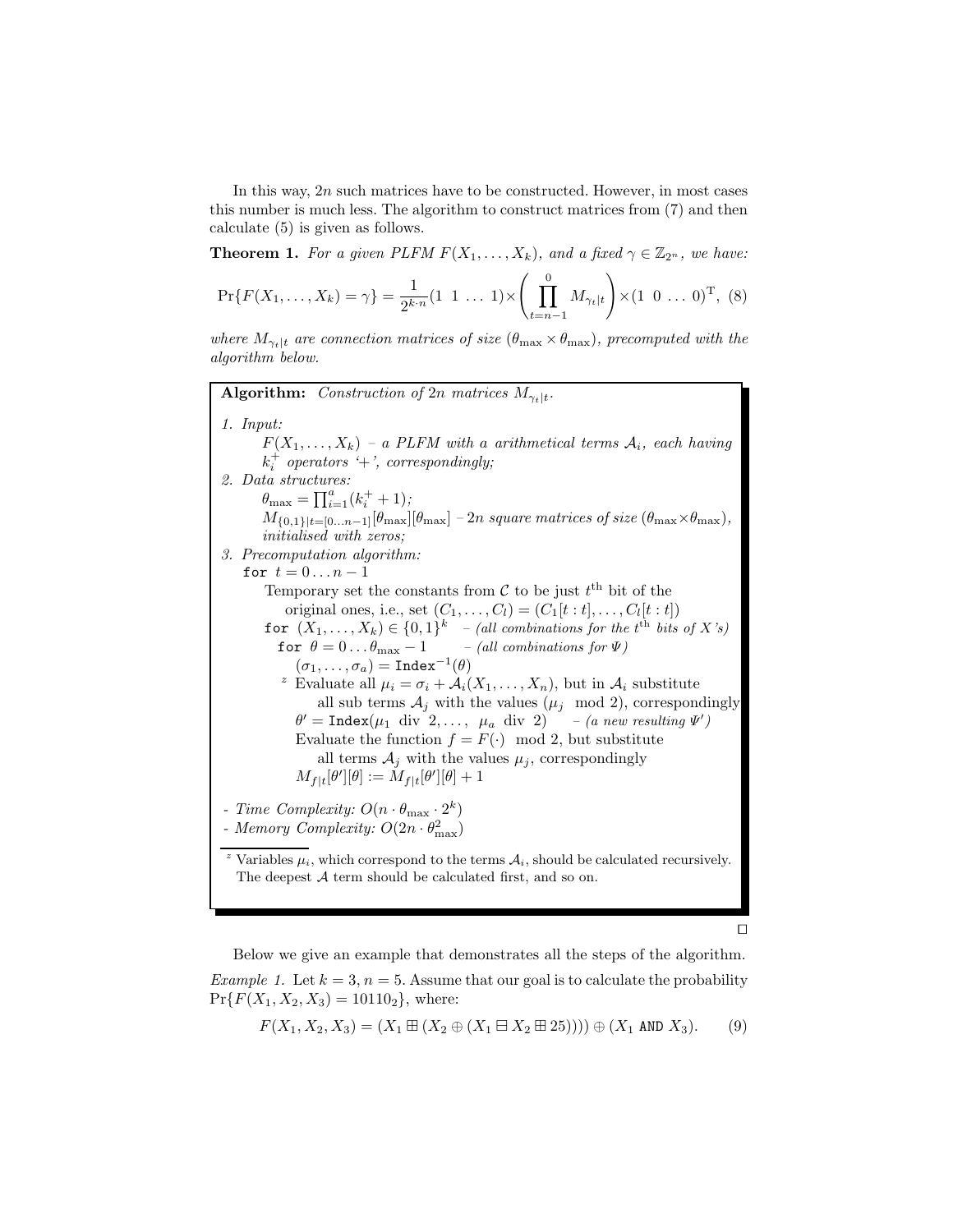In this way, $2n$ such matrices have to be constructed. However, in most cases this number is much less. The algorithm to construct matrices from (7) and then calculate (5) is given as follows.

**Theorem 1.** *For a given PLFM $F(X_1, \ldots, X_k)$, and a fixed $\gamma \in \mathbb{Z}_{2^n}$, we have:*

$$\Pr\{F(X_1, \ldots, X_k) = \gamma\} = \frac{1}{2^{k \cdot n}}(1\ 1\ \ldots\ 1) \times \left( \prod_{t=n-1}^{0} M_{\gamma_t|t} \right) \times (1\ 0\ \ldots\ 0)^{\mathrm{T}}, \quad (8)$$

*where $M_{\gamma_t|t}$ are connection matrices of size $(\theta_{\max} \times \theta_{\max})$, precomputed with the algorithm below.*

> **Algorithm:** *Construction of $2n$ matrices $M_{\gamma_t|t}$.*
>
> *1. Input:*
>
> $F(X_1, \ldots, X_k)$ *– a PLFM with $a$ arithmetical terms $\mathcal{A}_i$, each having $k_i^+$ operators '+', correspondingly;*
>
> *2. Data structures:*
>
> $\theta_{\max} = \prod_{i=1}^{a}(k_i^+ + 1)$;
>
> $M_{\{0,1\}|t=[0\ldots n-1]}[\theta_{\max}][\theta_{\max}]$ *– $2n$ square matrices of size $(\theta_{\max} \times \theta_{\max})$, initialised with zeros;*
>
> *3. Precomputation algorithm:*
>
> ```
> for t = 0...n-1
>     Temporary set the constants from C to be just t-th bit of the
>         original ones, i.e., set (C_1,...,C_l) = (C_1[t:t],...,C_l[t:t])
>     for (X_1,...,X_k) ∈ {0,1}^k   – (all combinations for the t-th bits of X's)
>       for θ = 0...θ_max - 1       – (all combinations for Ψ)
>         (σ_1,...,σ_a) = Index^{-1}(θ)
>       ᶻ Evaluate all μ_i = σ_i + A_i(X_1,...,X_n), but in A_i substitute
>             all sub terms A_j with the values (μ_j mod 2), correspondingly
>         θ' = Index(μ_1 div 2, ..., μ_a div 2)   – (a new resulting Ψ')
>         Evaluate the function f = F(·) mod 2, but substitute
>             all terms A_j with the values μ_j, correspondingly
>         M_{f|t}[θ'][θ] := M_{f|t}[θ'][θ] + 1
> ```
>
> *- Time Complexity: $O(n \cdot \theta_{\max} \cdot 2^k)$*
>
> *- Memory Complexity: $O(2n \cdot \theta_{\max}^2)$*
>
> [z] Variables $\mu_i$, which correspond to the terms $\mathcal{A}_i$, should be calculated recursively. The deepest $\mathcal{A}$ term should be calculated first, and so on.

□

Below we give an example that demonstrates all the steps of the algorithm.

*Example 1.* Let $k = 3, n = 5$. Assume that our goal is to calculate the probability $\Pr\{F(X_1, X_2, X_3) = 10110_2\}$, where:

$$F(X_1, X_2, X_3) = (X_1 \boxplus (X_2 \oplus (X_1 \boxminus X_2 \boxplus 25)))) \oplus (X_1 \ \texttt{AND}\ X_3). \quad (9)$$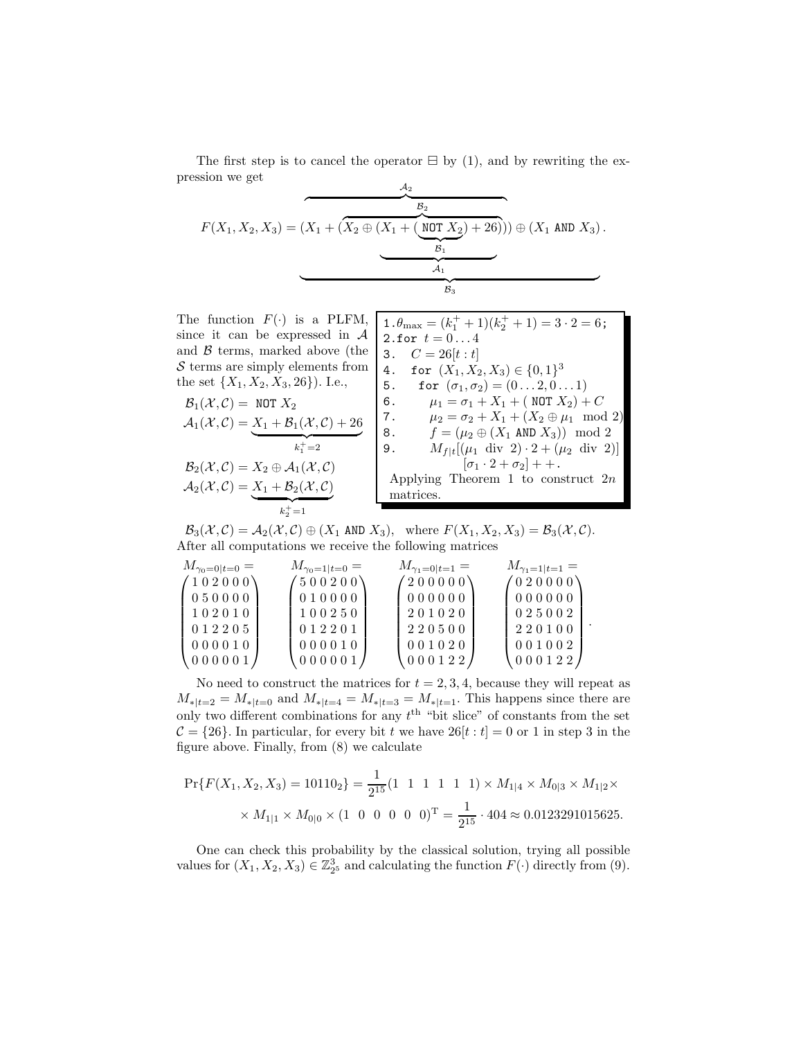The first step is to cancel the operator $\boxminus$ by (1), and by rewriting the expression we get

$$F(X_1, X_2, X_3) = \underbrace{(X_1 + \overbrace{(\overbrace{X_2 \oplus \underbrace{(X_1 + (\underbrace{\texttt{NOT } X_2}_{\mathcal{B}_1}) + 26)}_{\mathcal{A}_1}}^{\mathcal{B}_2}))}^{\mathcal{A}_2} \oplus (X_1 \texttt{ AND } X_3)}_{\mathcal{B}_3}.$$

The function $F(\cdot)$ is a PLFM, since it can be expressed in $\mathcal{A}$ and $\mathcal{B}$ terms, marked above (the $\mathcal{S}$ terms are simply elements from the set $\{X_1, X_2, X_3, 26\}$). I.e.,

$$\mathcal{B}_1(\mathcal{X}, \mathcal{C}) = \texttt{NOT } X_2$$

$$\mathcal{A}_1(\mathcal{X}, \mathcal{C}) = \underbrace{X_1 + \mathcal{B}_1(\mathcal{X}, \mathcal{C}) + 26}_{k_1^+ = 2}$$

$$\mathcal{B}_2(\mathcal{X}, \mathcal{C}) = X_2 \oplus \mathcal{A}_1(\mathcal{X}, \mathcal{C})$$

$$\mathcal{A}_2(\mathcal{X}, \mathcal{C}) = \underbrace{X_1 + \mathcal{B}_2(\mathcal{X}, \mathcal{C})}_{k_2^+ = 1}$$

```
1. θ_max = (k_1^+ + 1)(k_2^+ + 1) = 3·2 = 6;
2. for t = 0...4
3.   C = 26[t:t]
4.   for (X_1, X_2, X_3) ∈ {0,1}^3
5.     for (σ_1, σ_2) = (0...2, 0...1)
6.       μ_1 = σ_1 + X_1 + (NOT X_2) + C
7.       μ_2 = σ_2 + X_1 + (X_2 ⊕ μ_1 mod 2)
8.       f = (μ_2 ⊕ (X_1 AND X_3)) mod 2
9.       M_{f|t}[(μ_1 div 2)·2 + (μ_2 div 2)]
               [σ_1·2 + σ_2]++.
```

Applying Theorem 1 to construct $2n$ matrices.

$\mathcal{B}_3(\mathcal{X}, \mathcal{C}) = \mathcal{A}_2(\mathcal{X}, \mathcal{C}) \oplus (X_1 \texttt{ AND } X_3)$, where $F(X_1, X_2, X_3) = \mathcal{B}_3(\mathcal{X}, \mathcal{C})$. After all computations we receive the following matrices

$$M_{\gamma_0=0|t=0} = \begin{pmatrix} 1&0&2&0&0&0 \\ 0&5&0&0&0&0 \\ 1&0&2&0&1&0 \\ 0&1&2&2&0&5 \\ 0&0&0&0&1&0 \\ 0&0&0&0&0&1 \end{pmatrix} \quad M_{\gamma_0=1|t=0} = \begin{pmatrix} 5&0&0&2&0&0 \\ 0&1&0&0&0&0 \\ 1&0&0&2&5&0 \\ 0&1&2&2&0&1 \\ 0&0&0&0&1&0 \\ 0&0&0&0&0&1 \end{pmatrix} \quad M_{\gamma_1=0|t=1} = \begin{pmatrix} 2&0&0&0&0&0 \\ 0&0&0&0&0&0 \\ 2&0&1&0&2&0 \\ 2&2&0&5&0&0 \\ 0&0&1&0&2&0 \\ 0&0&0&1&2&2 \end{pmatrix} \quad M_{\gamma_1=1|t=1} = \begin{pmatrix} 0&2&0&0&0&0 \\ 0&0&0&0&0&0 \\ 0&2&5&0&0&2 \\ 2&2&0&1&0&0 \\ 0&0&1&0&0&2 \\ 0&0&0&1&2&2 \end{pmatrix}.$$

No need to construct the matrices for $t = 2, 3, 4$, because they will repeat as $M_{*|t=2} = M_{*|t=0}$ and $M_{*|t=4} = M_{*|t=3} = M_{*|t=1}$. This happens since there are only two different combinations for any $t^{\text{th}}$ "bit slice" of constants from the set $\mathcal{C} = \{26\}$. In particular, for every bit $t$ we have $26[t:t] = 0$ or 1 in step 3 in the figure above. Finally, from (8) we calculate

$$\Pr\{F(X_1, X_2, X_3) = 10110_2\} = \frac{1}{2^{15}}(1\ \ 1\ \ 1\ \ 1\ \ 1\ \ 1) \times M_{1|4} \times M_{0|3} \times M_{1|2} \times$$
$$\times M_{1|1} \times M_{0|0} \times (1\ \ 0\ \ 0\ \ 0\ \ 0\ \ 0)^{\mathrm{T}} = \frac{1}{2^{15}} \cdot 404 \approx 0.0123291015625.$$

One can check this probability by the classical solution, trying all possible values for $(X_1, X_2, X_3) \in \mathbb{Z}^3_{2^5}$ and calculating the function $F(\cdot)$ directly from (9).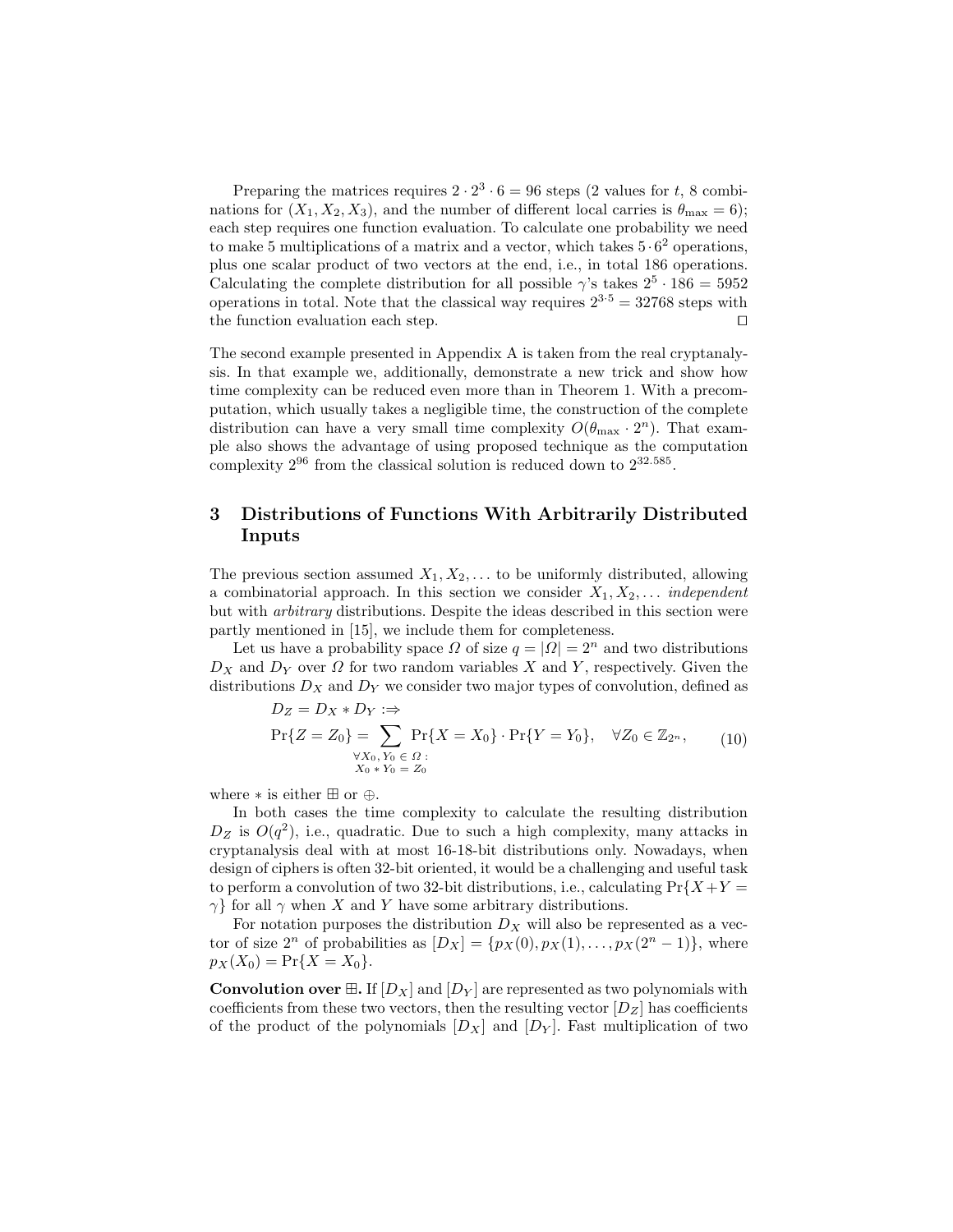Preparing the matrices requires $2 \cdot 2^3 \cdot 6 = 96$ steps (2 values for $t$, 8 combinations for $(X_1, X_2, X_3)$, and the number of different local carries is $\theta_{\max} = 6$); each step requires one function evaluation. To calculate one probability we need to make 5 multiplications of a matrix and a vector, which takes $5 \cdot 6^2$ operations, plus one scalar product of two vectors at the end, i.e., in total 186 operations. Calculating the complete distribution for all possible $\gamma$'s takes $2^5 \cdot 186 = 5952$ operations in total. Note that the classical way requires $2^{3 \cdot 5} = 32768$ steps with the function evaluation each step. $\square$

The second example presented in Appendix A is taken from the real cryptanalysis. In that example we, additionally, demonstrate a new trick and show how time complexity can be reduced even more than in Theorem 1. With a precomputation, which usually takes a negligible time, the construction of the complete distribution can have a very small time complexity $O(\theta_{\max} \cdot 2^n)$. That example also shows the advantage of using proposed technique as the computation complexity $2^{96}$ from the classical solution is reduced down to $2^{32.585}$.

## 3 Distributions of Functions With Arbitrarily Distributed Inputs

The previous section assumed $X_1, X_2, \ldots$ to be uniformly distributed, allowing a combinatorial approach. In this section we consider $X_1, X_2, \ldots$ *independent* but with *arbitrary* distributions. Despite the ideas described in this section were partly mentioned in [15], we include them for completeness.

Let us have a probability space $\Omega$ of size $q = |\Omega| = 2^n$ and two distributions $D_X$ and $D_Y$ over $\Omega$ for two random variables $X$ and $Y$, respectively. Given the distributions $D_X$ and $D_Y$ we consider two major types of convolution, defined as

$$
\begin{aligned}
&D_Z = D_X * D_Y :\Rightarrow \\
&\Pr\{Z = Z_0\} = \sum_{\substack{\forall X_0, Y_0 \in \Omega : \\ X_0 * Y_0 = Z_0}} \Pr\{X = X_0\} \cdot \Pr\{Y = Y_0\}, \quad \forall Z_0 \in \mathbb{Z}_{2^n},
\end{aligned}
\tag{10}
$$

where $*$ is either $\boxplus$ or $\oplus$.

In both cases the time complexity to calculate the resulting distribution $D_Z$ is $O(q^2)$, i.e., quadratic. Due to such a high complexity, many attacks in cryptanalysis deal with at most 16-18-bit distributions only. Nowadays, when design of ciphers is often 32-bit oriented, it would be a challenging and useful task to perform a convolution of two 32-bit distributions, i.e., calculating $\Pr\{X+Y = \gamma\}$ for all $\gamma$ when $X$ and $Y$ have some arbitrary distributions.

For notation purposes the distribution $D_X$ will also be represented as a vector of size $2^n$ of probabilities as $[D_X] = \{p_X(0), p_X(1), \ldots, p_X(2^n - 1)\}$, where $p_X(X_0) = \Pr\{X = X_0\}$.

**Convolution over $\boxplus$.** If $[D_X]$ and $[D_Y]$ are represented as two polynomials with coefficients from these two vectors, then the resulting vector $[D_Z]$ has coefficients of the product of the polynomials $[D_X]$ and $[D_Y]$. Fast multiplication of two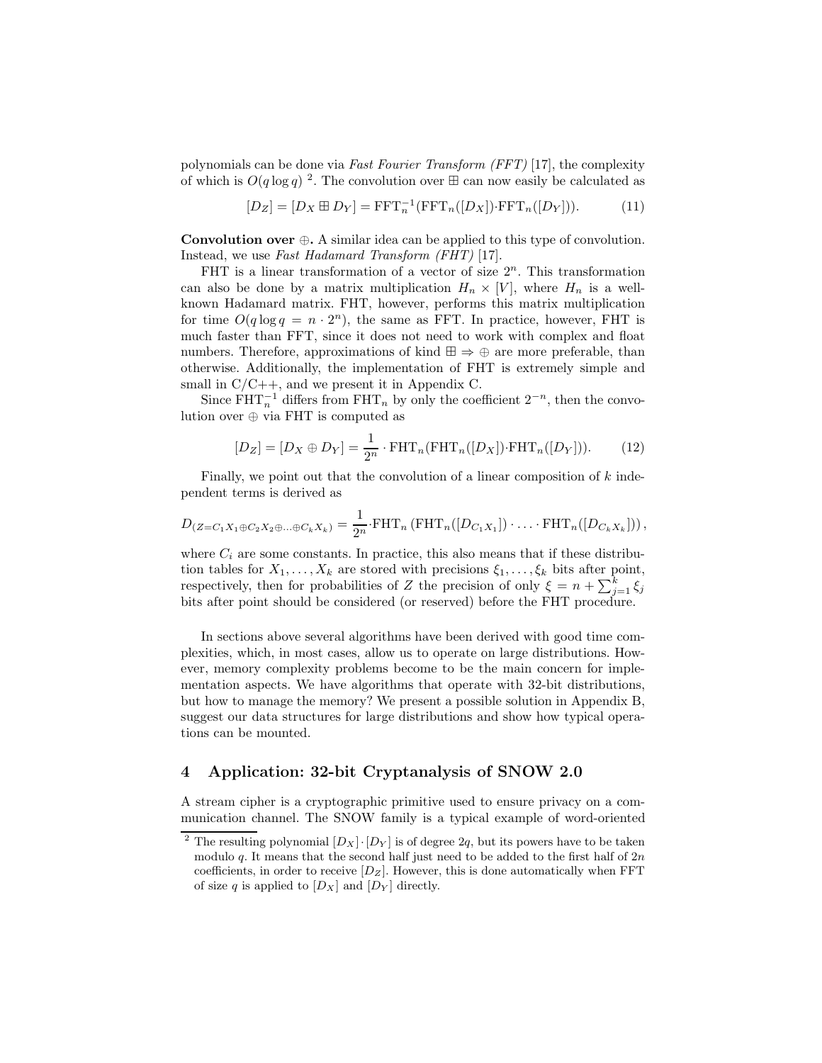polynomials can be done via *Fast Fourier Transform (FFT)* [17], the complexity of which is $O(q \log q)$ [2]. The convolution over $\boxplus$ can now easily be calculated as

$$[D_Z] = [D_X \boxplus D_Y] = \text{FFT}_n^{-1}(\text{FFT}_n([D_X]) \cdot \text{FFT}_n([D_Y])). \tag{11}$$

**Convolution over $\oplus$.** A similar idea can be applied to this type of convolution. Instead, we use *Fast Hadamard Transform (FHT)* [17].

FHT is a linear transformation of a vector of size $2^n$. This transformation can also be done by a matrix multiplication $H_n \times [V]$, where $H_n$ is a well-known Hadamard matrix. FHT, however, performs this matrix multiplication for time $O(q \log q = n \cdot 2^n)$, the same as FFT. In practice, however, FHT is much faster than FFT, since it does not need to work with complex and float numbers. Therefore, approximations of kind $\boxplus \Rightarrow \oplus$ are more preferable, than otherwise. Additionally, the implementation of FHT is extremely simple and small in C/C++, and we present it in Appendix C.

Since $\text{FHT}_n^{-1}$ differs from $\text{FHT}_n$ by only the coefficient $2^{-n}$, then the convolution over $\oplus$ via FHT is computed as

$$[D_Z] = [D_X \oplus D_Y] = \frac{1}{2^n} \cdot \text{FHT}_n(\text{FHT}_n([D_X]) \cdot \text{FHT}_n([D_Y])). \tag{12}$$

Finally, we point out that the convolution of a linear composition of $k$ independent terms is derived as

$$D_{(Z=C_1X_1 \oplus C_2X_2 \oplus \ldots \oplus C_kX_k)} = \frac{1}{2^n} \cdot \text{FHT}_n\left(\text{FHT}_n([D_{C_1X_1}]) \cdot \ldots \cdot \text{FHT}_n([D_{C_kX_k}])\right),$$

where $C_i$ are some constants. In practice, this also means that if these distribution tables for $X_1, \ldots, X_k$ are stored with precisions $\xi_1, \ldots, \xi_k$ bits after point, respectively, then for probabilities of $Z$ the precision of only $\xi = n + \sum_{j=1}^{k} \xi_j$ bits after point should be considered (or reserved) before the FHT procedure.

In sections above several algorithms have been derived with good time complexities, which, in most cases, allow us to operate on large distributions. However, memory complexity problems become to be the main concern for implementation aspects. We have algorithms that operate with 32-bit distributions, but how to manage the memory? We present a possible solution in Appendix B, suggest our data structures for large distributions and show how typical operations can be mounted.

## 4 Application: 32-bit Cryptanalysis of SNOW 2.0

A stream cipher is a cryptographic primitive used to ensure privacy on a communication channel. The SNOW family is a typical example of word-oriented

[2] The resulting polynomial $[D_X] \cdot [D_Y]$ is of degree $2q$, but its powers have to be taken modulo $q$. It means that the second half just need to be added to the first half of $2n$ coefficients, in order to receive $[D_Z]$. However, this is done automatically when FFT of size $q$ is applied to $[D_X]$ and $[D_Y]$ directly.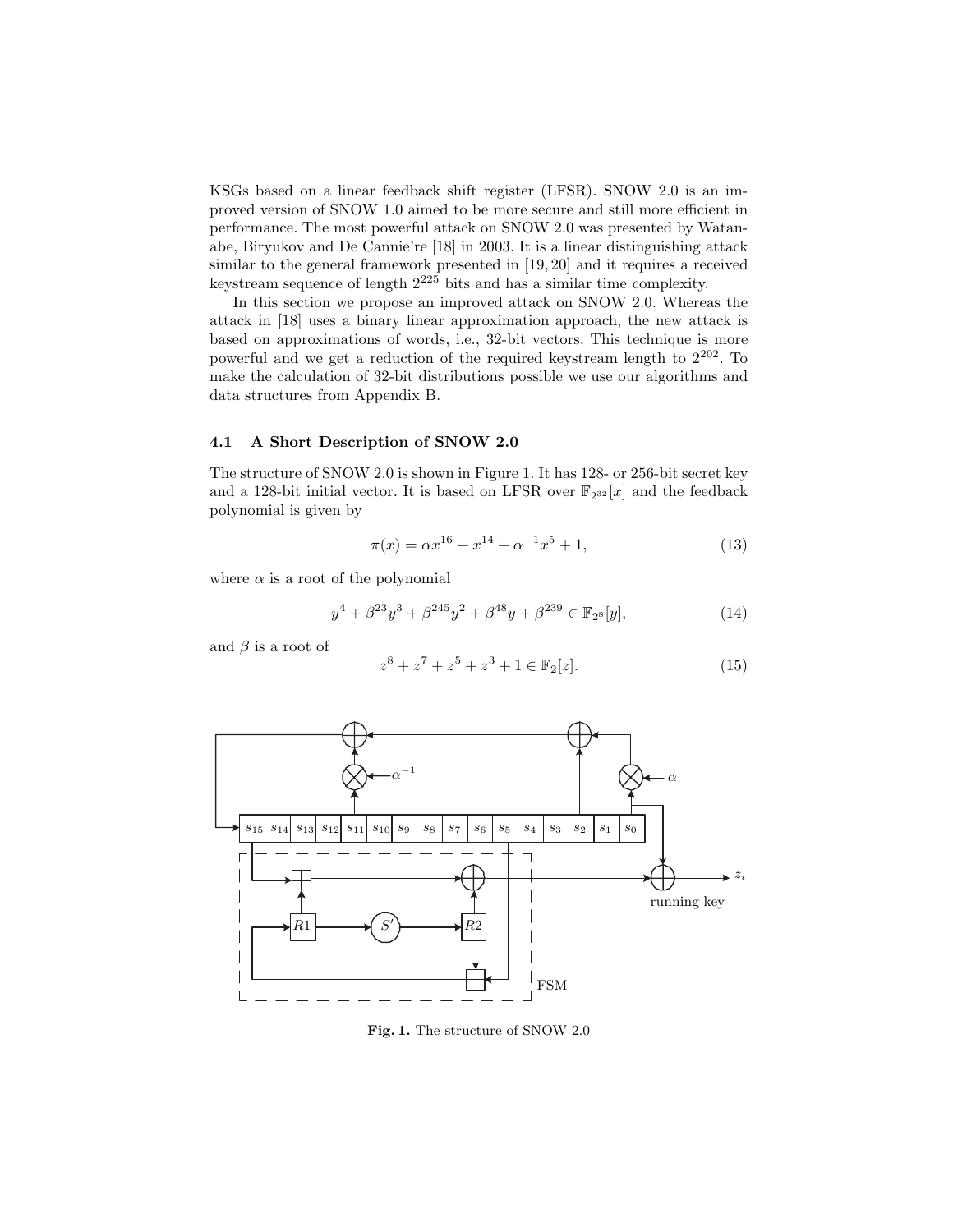KSGs based on a linear feedback shift register (LFSR). SNOW 2.0 is an improved version of SNOW 1.0 aimed to be more secure and still more efficient in performance. The most powerful attack on SNOW 2.0 was presented by Watanabe, Biryukov and De Cannie're [18] in 2003. It is a linear distinguishing attack similar to the general framework presented in [19, 20] and it requires a received keystream sequence of length $2^{225}$ bits and has a similar time complexity.

In this section we propose an improved attack on SNOW 2.0. Whereas the attack in [18] uses a binary linear approximation approach, the new attack is based on approximations of words, i.e., 32-bit vectors. This technique is more powerful and we get a reduction of the required keystream length to $2^{202}$. To make the calculation of 32-bit distributions possible we use our algorithms and data structures from Appendix B.

### 4.1 A Short Description of SNOW 2.0

The structure of SNOW 2.0 is shown in Figure 1. It has 128- or 256-bit secret key and a 128-bit initial vector. It is based on LFSR over $\mathbb{F}_{2^{32}}[x]$ and the feedback polynomial is given by

$$\pi(x) = \alpha x^{16} + x^{14} + \alpha^{-1} x^5 + 1, \tag{13}$$

where $\alpha$ is a root of the polynomial

$$y^4 + \beta^{23} y^3 + \beta^{245} y^2 + \beta^{48} y + \beta^{239} \in \mathbb{F}_{2^8}[y], \tag{14}$$

and $\beta$ is a root of

$$z^8 + z^7 + z^5 + z^3 + 1 \in \mathbb{F}_2[z]. \tag{15}$$

**Fig. 1.** The structure of SNOW 2.0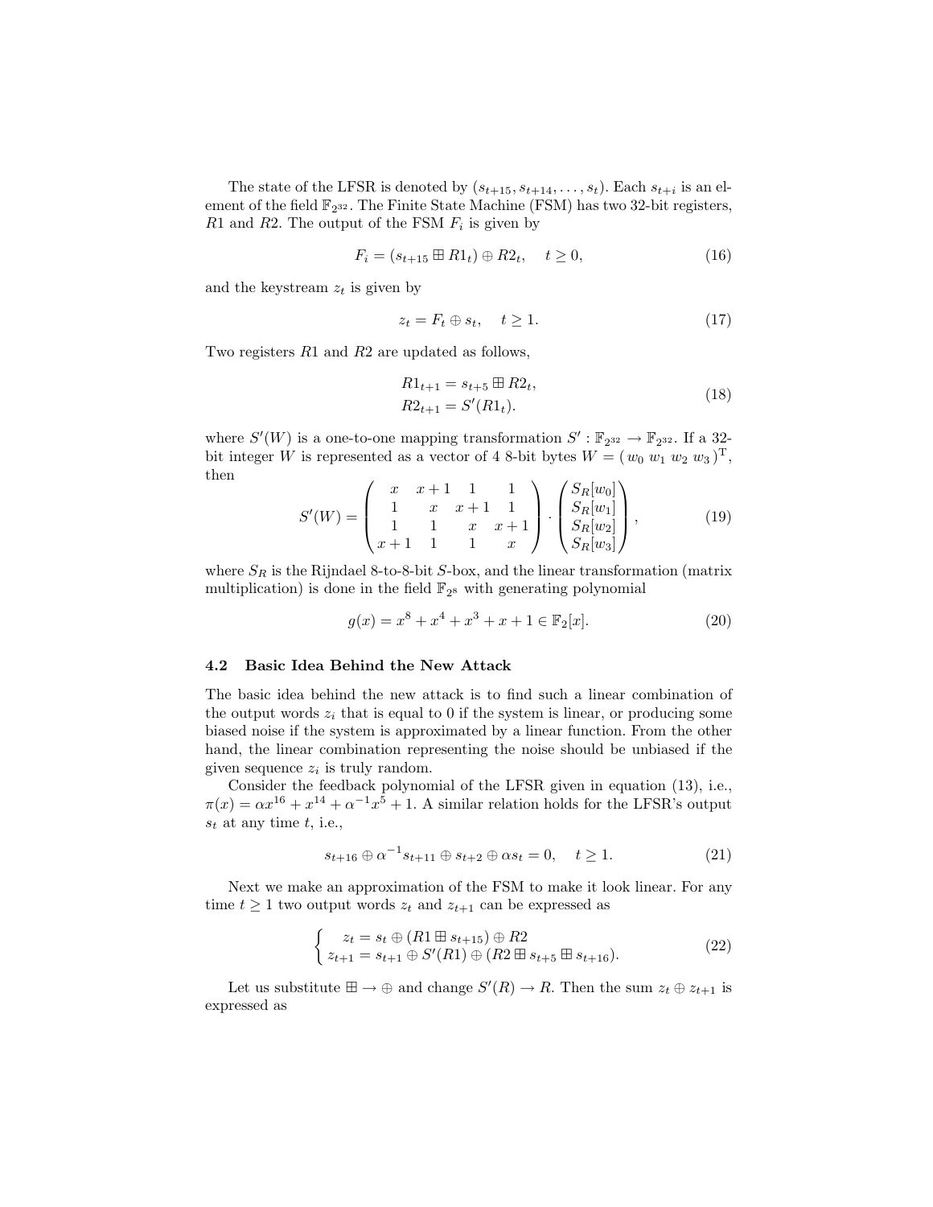The state of the LFSR is denoted by $(s_{t+15}, s_{t+14}, \ldots, s_t)$. Each $s_{t+i}$ is an element of the field $\mathbb{F}_{2^{32}}$. The Finite State Machine (FSM) has two 32-bit registers, $R1$ and $R2$. The output of the FSM $F_i$ is given by

$$F_i = (s_{t+15} \boxplus R1_t) \oplus R2_t, \quad t \geq 0, \tag{16}$$

and the keystream $z_t$ is given by

$$z_t = F_t \oplus s_t, \quad t \geq 1. \tag{17}$$

Two registers $R1$ and $R2$ are updated as follows,

$$\begin{aligned} R1_{t+1} &= s_{t+5} \boxplus R2_t, \\ R2_{t+1} &= S'(R1_t). \end{aligned} \tag{18}$$

where $S'(W)$ is a one-to-one mapping transformation $S' : \mathbb{F}_{2^{32}} \to \mathbb{F}_{2^{32}}$. If a 32-bit integer $W$ is represented as a vector of 4 8-bit bytes $W = (\, w_0 \; w_1 \; w_2 \; w_3 \,)^{\mathrm{T}}$, then

$$S'(W) = \begin{pmatrix} x & x+1 & 1 & 1 \\ 1 & x & x+1 & 1 \\ 1 & 1 & x & x+1 \\ x+1 & 1 & 1 & x \end{pmatrix} \cdot \begin{pmatrix} S_R[w_0] \\ S_R[w_1] \\ S_R[w_2] \\ S_R[w_3] \end{pmatrix}, \tag{19}$$

where $S_R$ is the Rijndael 8-to-8-bit $S$-box, and the linear transformation (matrix multiplication) is done in the field $\mathbb{F}_{2^8}$ with generating polynomial

$$g(x) = x^8 + x^4 + x^3 + x + 1 \in \mathbb{F}_2[x]. \tag{20}$$

### 4.2 Basic Idea Behind the New Attack

The basic idea behind the new attack is to find such a linear combination of the output words $z_i$ that is equal to 0 if the system is linear, or producing some biased noise if the system is approximated by a linear function. From the other hand, the linear combination representing the noise should be unbiased if the given sequence $z_i$ is truly random.

Consider the feedback polynomial of the LFSR given in equation (13), i.e., $\pi(x) = \alpha x^{16} + x^{14} + \alpha^{-1} x^5 + 1$. A similar relation holds for the LFSR's output $s_t$ at any time $t$, i.e.,

$$s_{t+16} \oplus \alpha^{-1} s_{t+11} \oplus s_{t+2} \oplus \alpha s_t = 0, \quad t \geq 1. \tag{21}$$

Next we make an approximation of the FSM to make it look linear. For any time $t \geq 1$ two output words $z_t$ and $z_{t+1}$ can be expressed as

$$\begin{cases} z_t = s_t \oplus (R1 \boxplus s_{t+15}) \oplus R2 \\ z_{t+1} = s_{t+1} \oplus S'(R1) \oplus (R2 \boxplus s_{t+5} \boxplus s_{t+16}). \end{cases} \tag{22}$$

Let us substitute $\boxplus \to \oplus$ and change $S'(R) \to R$. Then the sum $z_t \oplus z_{t+1}$ is expressed as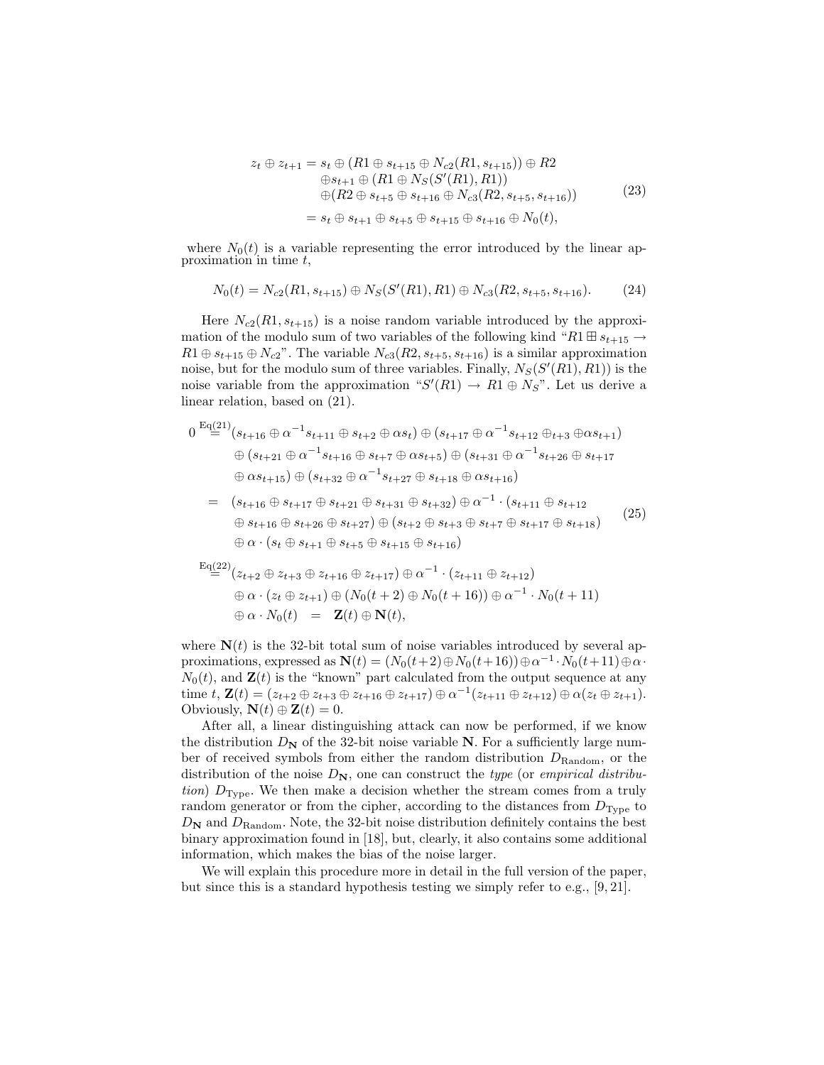$$
\begin{aligned}
z_t \oplus z_{t+1} = s_t &\oplus (R1 \oplus s_{t+15} \oplus N_{c2}(R1, s_{t+15})) \oplus R2 \\
&\oplus s_{t+1} \oplus (R1 \oplus N_S(S'(R1), R1)) \\
&\oplus (R2 \oplus s_{t+5} \oplus s_{t+16} \oplus N_{c3}(R2, s_{t+5}, s_{t+16})) \\
= s_t &\oplus s_{t+1} \oplus s_{t+5} \oplus s_{t+15} \oplus s_{t+16} \oplus N_0(t),
\end{aligned}
\tag{23}
$$

where $N_0(t)$ is a variable representing the error introduced by the linear approximation in time $t$,

$$
N_0(t) = N_{c2}(R1, s_{t+15}) \oplus N_S(S'(R1), R1) \oplus N_{c3}(R2, s_{t+5}, s_{t+16}). \tag{24}
$$

Here $N_{c2}(R1, s_{t+15})$ is a noise random variable introduced by the approximation of the modulo sum of two variables of the following kind "$R1 \boxplus s_{t+15} \rightarrow R1 \oplus s_{t+15} \oplus N_{c2}$". The variable $N_{c3}(R2, s_{t+5}, s_{t+16})$ is a similar approximation noise, but for the modulo sum of three variables. Finally, $N_S(S'(R1), R1))$ is the noise variable from the approximation "$S'(R1) \rightarrow R1 \oplus N_S$". Let us derive a linear relation, based on (21).

$$
\begin{aligned}
0 &\overset{\text{Eq(21)}}{=} (s_{t+16} \oplus \alpha^{-1} s_{t+11} \oplus s_{t+2} \oplus \alpha s_t) \oplus (s_{t+17} \oplus \alpha^{-1} s_{t+12} \oplus_{t+3} \oplus \alpha s_{t+1}) \\
&\quad \oplus (s_{t+21} \oplus \alpha^{-1} s_{t+16} \oplus s_{t+7} \oplus \alpha s_{t+5}) \oplus (s_{t+31} \oplus \alpha^{-1} s_{t+26} \oplus s_{t+17} \\
&\quad \oplus \alpha s_{t+15}) \oplus (s_{t+32} \oplus \alpha^{-1} s_{t+27} \oplus s_{t+18} \oplus \alpha s_{t+16}) \\
&= \ (s_{t+16} \oplus s_{t+17} \oplus s_{t+21} \oplus s_{t+31} \oplus s_{t+32}) \oplus \alpha^{-1} \cdot (s_{t+11} \oplus s_{t+12} \\
&\quad \oplus s_{t+16} \oplus s_{t+26} \oplus s_{t+27}) \oplus (s_{t+2} \oplus s_{t+3} \oplus s_{t+7} \oplus s_{t+17} \oplus s_{t+18}) \\
&\quad \oplus \alpha \cdot (s_t \oplus s_{t+1} \oplus s_{t+5} \oplus s_{t+15} \oplus s_{t+16}) \\
&\overset{\text{Eq(22)}}{=} (z_{t+2} \oplus z_{t+3} \oplus z_{t+16} \oplus z_{t+17}) \oplus \alpha^{-1} \cdot (z_{t+11} \oplus z_{t+12}) \\
&\quad \oplus \alpha \cdot (z_t \oplus z_{t+1}) \oplus (N_0(t+2) \oplus N_0(t+16)) \oplus \alpha^{-1} \cdot N_0(t+11) \\
&\quad \oplus \alpha \cdot N_0(t) \ \ = \ \ \mathbf{Z}(t) \oplus \mathbf{N}(t),
\end{aligned}
\tag{25}
$$

where $\mathbf{N}(t)$ is the 32-bit total sum of noise variables introduced by several approximations, expressed as $\mathbf{N}(t) = (N_0(t+2) \oplus N_0(t+16)) \oplus \alpha^{-1} \cdot N_0(t+11) \oplus \alpha \cdot N_0(t)$, and $\mathbf{Z}(t)$ is the "known" part calculated from the output sequence at any time $t$, $\mathbf{Z}(t) = (z_{t+2} \oplus z_{t+3} \oplus z_{t+16} \oplus z_{t+17}) \oplus \alpha^{-1}(z_{t+11} \oplus z_{t+12}) \oplus \alpha(z_t \oplus z_{t+1})$. Obviously, $\mathbf{N}(t) \oplus \mathbf{Z}(t) = 0$.

After all, a linear distinguishing attack can now be performed, if we know the distribution $D_{\mathbf{N}}$ of the 32-bit noise variable $\mathbf{N}$. For a sufficiently large number of received symbols from either the random distribution $D_{\text{Random}}$, or the distribution of the noise $D_{\mathbf{N}}$, one can construct the *type* (or *empirical distribution*) $D_{\text{Type}}$. We then make a decision whether the stream comes from a truly random generator or from the cipher, according to the distances from $D_{\text{Type}}$ to $D_{\mathbf{N}}$ and $D_{\text{Random}}$. Note, the 32-bit noise distribution definitely contains the best binary approximation found in [18], but, clearly, it also contains some additional information, which makes the bias of the noise larger.

We will explain this procedure more in detail in the full version of the paper, but since this is a standard hypothesis testing we simply refer to e.g., [9, 21].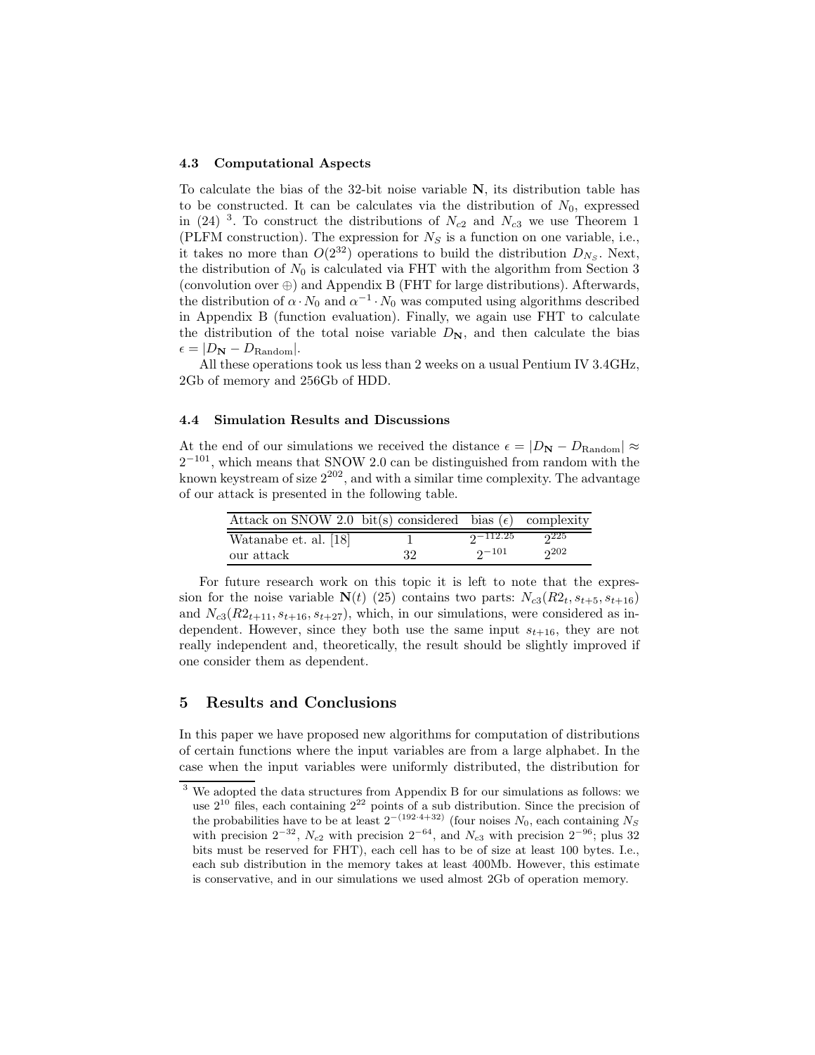### 4.3 Computational Aspects

To calculate the bias of the 32-bit noise variable $\mathbf{N}$, its distribution table has to be constructed. It can be calculates via the distribution of $N_0$, expressed in (24) [3]. To construct the distributions of $N_{c2}$ and $N_{c3}$ we use Theorem 1 (PLFM construction). The expression for $N_S$ is a function on one variable, i.e., it takes no more than $O(2^{32})$ operations to build the distribution $D_{N_S}$. Next, the distribution of $N_0$ is calculated via FHT with the algorithm from Section 3 (convolution over $\oplus$) and Appendix B (FHT for large distributions). Afterwards, the distribution of $\alpha \cdot N_0$ and $\alpha^{-1} \cdot N_0$ was computed using algorithms described in Appendix B (function evaluation). Finally, we again use FHT to calculate the distribution of the total noise variable $D_{\mathbf{N}}$, and then calculate the bias $\epsilon = |D_{\mathbf{N}} - D_{\text{Random}}|$.

All these operations took us less than 2 weeks on a usual Pentium IV 3.4GHz, 2Gb of memory and 256Gb of HDD.

### 4.4 Simulation Results and Discussions

At the end of our simulations we received the distance $\epsilon = |D_{\mathbf{N}} - D_{\text{Random}}| \approx 2^{-101}$, which means that SNOW 2.0 can be distinguished from random with the known keystream of size $2^{202}$, and with a similar time complexity. The advantage of our attack is presented in the following table.

| Attack on SNOW 2.0 | bit(s) considered | bias ($\epsilon$) | complexity |
|---|---|---|---|
| Watanabe et. al. [18] | 1 | $2^{-112.25}$ | $2^{225}$ |
| our attack | 32 | $2^{-101}$ | $2^{202}$ |

For future research work on this topic it is left to note that the expression for the noise variable $\mathbf{N}(t)$ (25) contains two parts: $N_{c3}(R2_t, s_{t+5}, s_{t+16})$ and $N_{c3}(R2_{t+11}, s_{t+16}, s_{t+27})$, which, in our simulations, were considered as independent. However, since they both use the same input $s_{t+16}$, they are not really independent and, theoretically, the result should be slightly improved if one consider them as dependent.

## 5 Results and Conclusions

In this paper we have proposed new algorithms for computation of distributions of certain functions where the input variables are from a large alphabet. In the case when the input variables were uniformly distributed, the distribution for

[3] We adopted the data structures from Appendix B for our simulations as follows: we use $2^{10}$ files, each containing $2^{22}$ points of a sub distribution. Since the precision of the probabilities have to be at least $2^{-(192 \cdot 4+32)}$ (four noises $N_0$, each containing $N_S$ with precision $2^{-32}$, $N_{c2}$ with precision $2^{-64}$, and $N_{c3}$ with precision $2^{-96}$; plus 32 bits must be reserved for FHT), each cell has to be of size at least 100 bytes. I.e., each sub distribution in the memory takes at least 400Mb. However, this estimate is conservative, and in our simulations we used almost 2Gb of operation memory.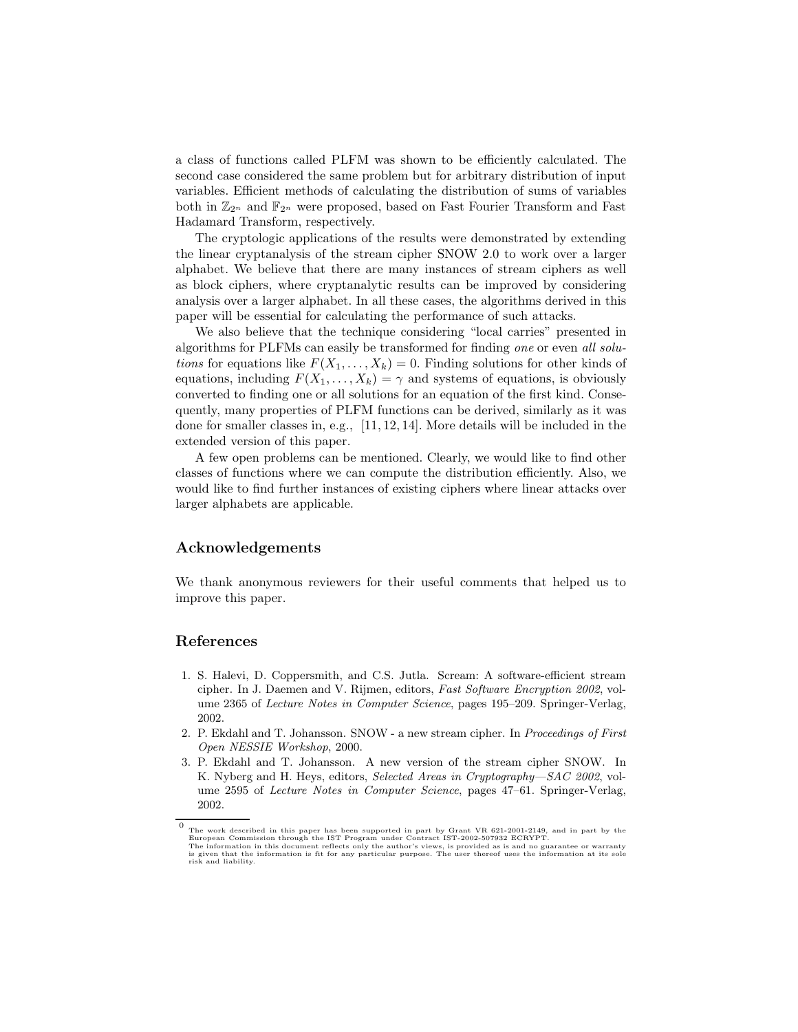a class of functions called PLFM was shown to be efficiently calculated. The second case considered the same problem but for arbitrary distribution of input variables. Efficient methods of calculating the distribution of sums of variables both in $\mathbb{Z}_{2^n}$ and $\mathbb{F}_{2^n}$ were proposed, based on Fast Fourier Transform and Fast Hadamard Transform, respectively.

The cryptologic applications of the results were demonstrated by extending the linear cryptanalysis of the stream cipher SNOW 2.0 to work over a larger alphabet. We believe that there are many instances of stream ciphers as well as block ciphers, where cryptanalytic results can be improved by considering analysis over a larger alphabet. In all these cases, the algorithms derived in this paper will be essential for calculating the performance of such attacks.

We also believe that the technique considering "local carries" presented in algorithms for PLFMs can easily be transformed for finding *one* or even *all solutions* for equations like $F(X_1, \ldots, X_k) = 0$. Finding solutions for other kinds of equations, including $F(X_1, \ldots, X_k) = \gamma$ and systems of equations, is obviously converted to finding one or all solutions for an equation of the first kind. Consequently, many properties of PLFM functions can be derived, similarly as it was done for smaller classes in, e.g., [11, 12, 14]. More details will be included in the extended version of this paper.

A few open problems can be mentioned. Clearly, we would like to find other classes of functions where we can compute the distribution efficiently. Also, we would like to find further instances of existing ciphers where linear attacks over larger alphabets are applicable.

## Acknowledgements

We thank anonymous reviewers for their useful comments that helped us to improve this paper.

## References

1. S. Halevi, D. Coppersmith, and C.S. Jutla. Scream: A software-efficient stream cipher. In J. Daemen and V. Rijmen, editors, *Fast Software Encryption 2002*, volume 2365 of *Lecture Notes in Computer Science*, pages 195–209. Springer-Verlag, 2002.
2. P. Ekdahl and T. Johansson. SNOW - a new stream cipher. In *Proceedings of First Open NESSIE Workshop*, 2000.
3. P. Ekdahl and T. Johansson. A new version of the stream cipher SNOW. In K. Nyberg and H. Heys, editors, *Selected Areas in Cryptography—SAC 2002*, volume 2595 of *Lecture Notes in Computer Science*, pages 47–61. Springer-Verlag, 2002.

[0] The work described in this paper has been supported in part by Grant VR 621-2001-2149, and in part by the European Commission through the IST Program under Contract IST-2002-507932 ECRYPT. The information in this document reflects only the author's views, is provided as is and no guarantee or warranty is given that the information is fit for any particular purpose. The user thereof uses the information at its sole risk and liability.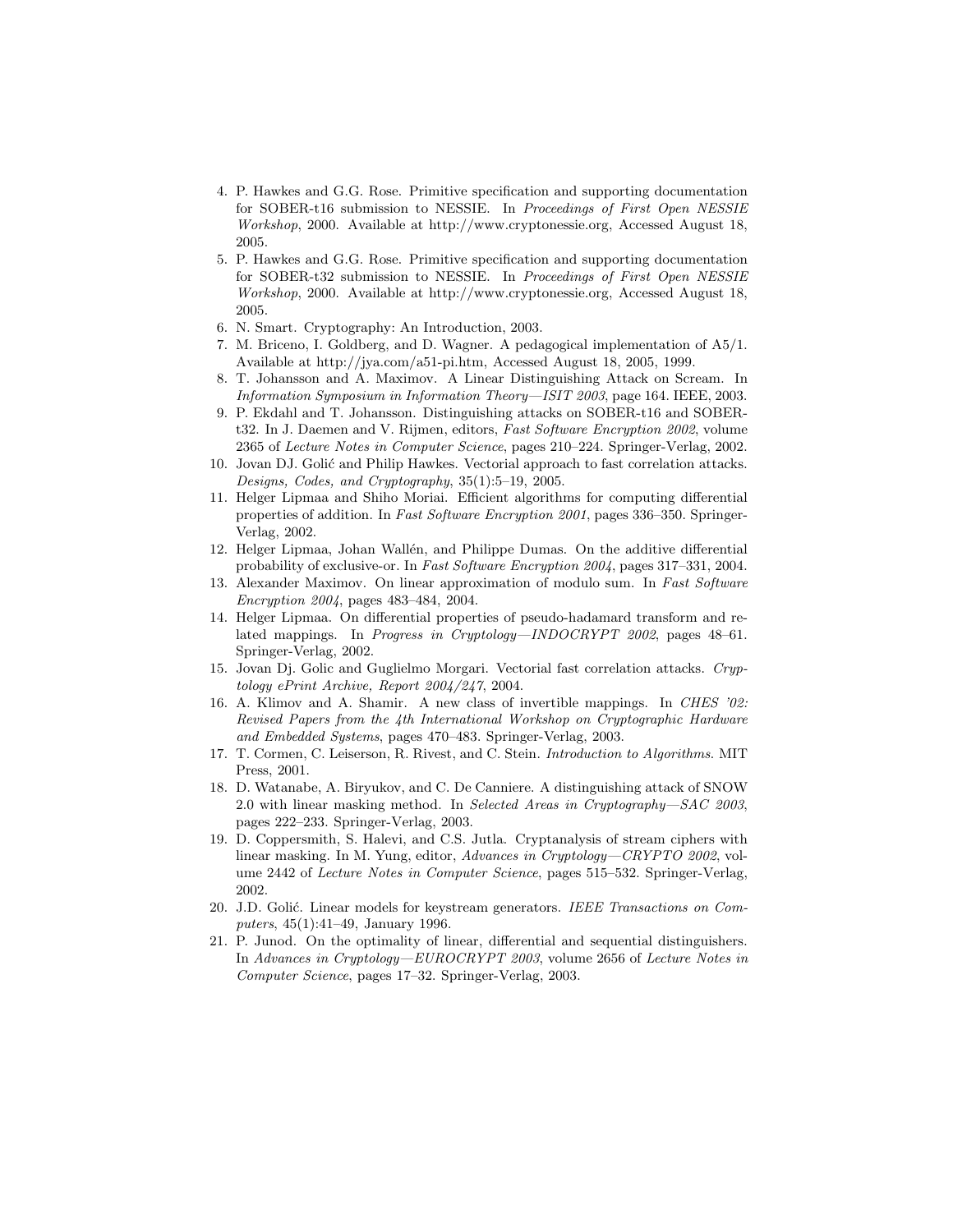4. P. Hawkes and G.G. Rose. Primitive specification and supporting documentation for SOBER-t16 submission to NESSIE. In *Proceedings of First Open NESSIE Workshop*, 2000. Available at http://www.cryptonessie.org, Accessed August 18, 2005.
5. P. Hawkes and G.G. Rose. Primitive specification and supporting documentation for SOBER-t32 submission to NESSIE. In *Proceedings of First Open NESSIE Workshop*, 2000. Available at http://www.cryptonessie.org, Accessed August 18, 2005.
6. N. Smart. Cryptography: An Introduction, 2003.
7. M. Briceno, I. Goldberg, and D. Wagner. A pedagogical implementation of A5/1. Available at http://jya.com/a51-pi.htm, Accessed August 18, 2005, 1999.
8. T. Johansson and A. Maximov. A Linear Distinguishing Attack on Scream. In *Information Symposium in Information Theory—ISIT 2003*, page 164. IEEE, 2003.
9. P. Ekdahl and T. Johansson. Distinguishing attacks on SOBER-t16 and SOBER-t32. In J. Daemen and V. Rijmen, editors, *Fast Software Encryption 2002*, volume 2365 of *Lecture Notes in Computer Science*, pages 210–224. Springer-Verlag, 2002.
10. Jovan DJ. Golić and Philip Hawkes. Vectorial approach to fast correlation attacks. *Designs, Codes, and Cryptography*, 35(1):5–19, 2005.
11. Helger Lipmaa and Shiho Moriai. Efficient algorithms for computing differential properties of addition. In *Fast Software Encryption 2001*, pages 336–350. Springer-Verlag, 2002.
12. Helger Lipmaa, Johan Wallén, and Philippe Dumas. On the additive differential probability of exclusive-or. In *Fast Software Encryption 2004*, pages 317–331, 2004.
13. Alexander Maximov. On linear approximation of modulo sum. In *Fast Software Encryption 2004*, pages 483–484, 2004.
14. Helger Lipmaa. On differential properties of pseudo-hadamard transform and related mappings. In *Progress in Cryptology—INDOCRYPT 2002*, pages 48–61. Springer-Verlag, 2002.
15. Jovan Dj. Golic and Guglielmo Morgari. Vectorial fast correlation attacks. *Cryptology ePrint Archive, Report 2004/247*, 2004.
16. A. Klimov and A. Shamir. A new class of invertible mappings. In *CHES '02: Revised Papers from the 4th International Workshop on Cryptographic Hardware and Embedded Systems*, pages 470–483. Springer-Verlag, 2003.
17. T. Cormen, C. Leiserson, R. Rivest, and C. Stein. *Introduction to Algorithms*. MIT Press, 2001.
18. D. Watanabe, A. Biryukov, and C. De Canniere. A distinguishing attack of SNOW 2.0 with linear masking method. In *Selected Areas in Cryptography—SAC 2003*, pages 222–233. Springer-Verlag, 2003.
19. D. Coppersmith, S. Halevi, and C.S. Jutla. Cryptanalysis of stream ciphers with linear masking. In M. Yung, editor, *Advances in Cryptology—CRYPTO 2002*, volume 2442 of *Lecture Notes in Computer Science*, pages 515–532. Springer-Verlag, 2002.
20. J.D. Golić. Linear models for keystream generators. *IEEE Transactions on Computers*, 45(1):41–49, January 1996.
21. P. Junod. On the optimality of linear, differential and sequential distinguishers. In *Advances in Cryptology—EUROCRYPT 2003*, volume 2656 of *Lecture Notes in Computer Science*, pages 17–32. Springer-Verlag, 2003.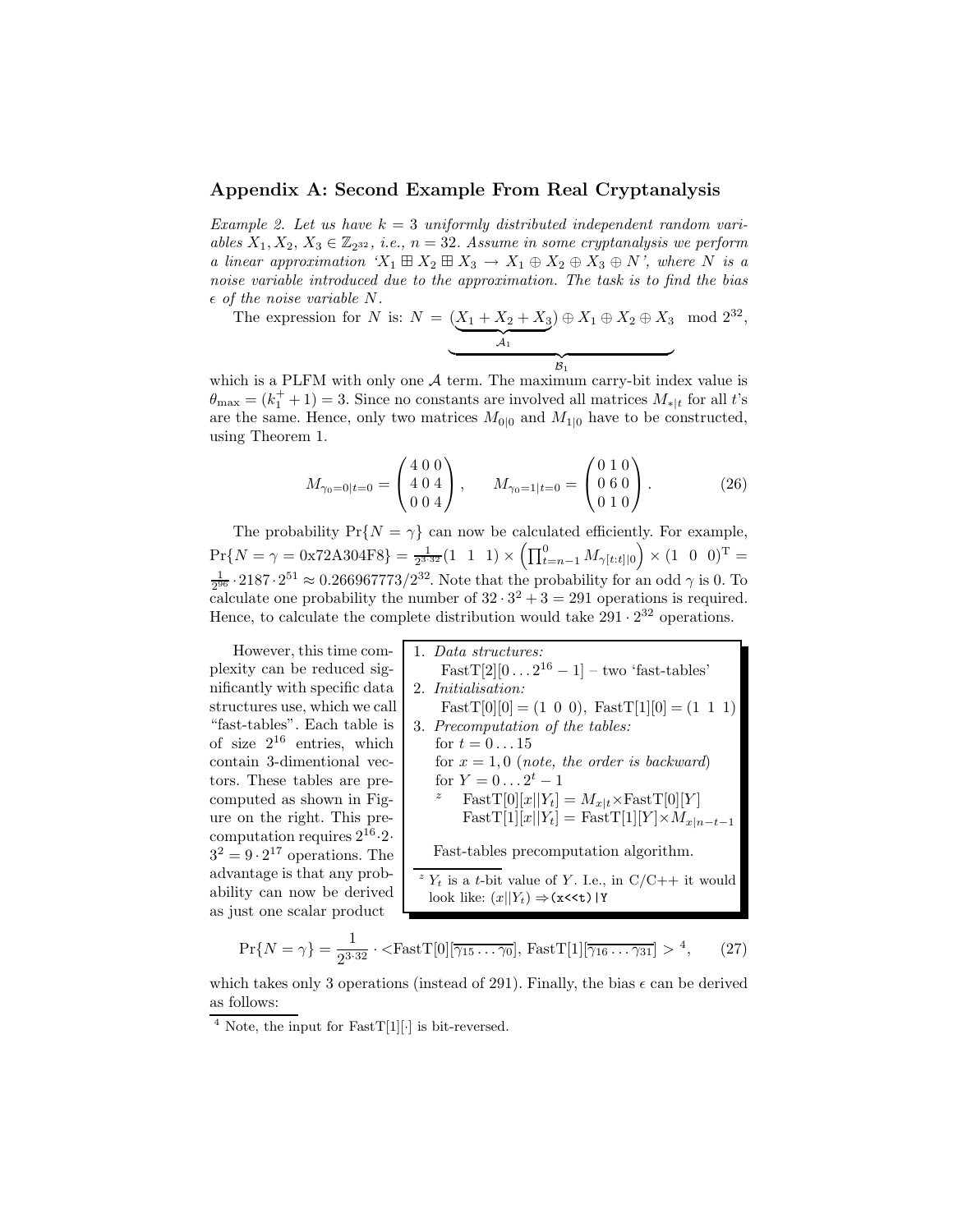## Appendix A: Second Example From Real Cryptanalysis

*Example 2. Let us have $k = 3$ uniformly distributed independent random variables $X_1, X_2, X_3 \in \mathbb{Z}_{2^{32}}$, i.e., $n = 32$. Assume in some cryptanalysis we perform a linear approximation '$X_1 \boxplus X_2 \boxplus X_3 \rightarrow X_1 \oplus X_2 \oplus X_3 \oplus N$', where $N$ is a noise variable introduced due to the approximation. The task is to find the bias $\epsilon$ of the noise variable $N$.*

The expression for $N$ is: $N = \underbrace{\underbrace{(X_1 + X_2 + X_3)}_{\mathcal{A}_1} \oplus X_1 \oplus X_2 \oplus X_3}_{\mathcal{B}_1} \mod 2^{32}$,

which is a PLFM with only one $\mathcal{A}$ term. The maximum carry-bit index value is $\theta_{\max} = (k_1^+ + 1) = 3$. Since no constants are involved all matrices $M_{*|t}$ for all $t$'s are the same. Hence, only two matrices $M_{0|0}$ and $M_{1|0}$ have to be constructed, using Theorem 1.

$$M_{\gamma_0=0|t=0} = \begin{pmatrix} 4 & 0 & 0 \\ 4 & 0 & 4 \\ 0 & 0 & 4 \end{pmatrix}, \qquad M_{\gamma_0=1|t=0} = \begin{pmatrix} 0 & 1 & 0 \\ 0 & 6 & 0 \\ 0 & 1 & 0 \end{pmatrix}. \tag{26}$$

The probability $\Pr\{N = \gamma\}$ can now be calculated efficiently. For example, $\Pr\{N = \gamma = \text{0x72A304F8}\} = \frac{1}{2^{3\cdot 32}}(1 \;\; 1 \;\; 1) \times \left(\prod_{t=n-1}^{0} M_{\gamma[t:t]|0}\right) \times (1 \;\; 0 \;\; 0)^{\mathrm{T}} = \frac{1}{2^{96}} \cdot 2187 \cdot 2^{51} \approx 0.266967773/2^{32}$. Note that the probability for an odd $\gamma$ is 0. To calculate one probability the number of $32 \cdot 3^2 + 3 = 291$ operations is required. Hence, to calculate the complete distribution would take $291 \cdot 2^{32}$ operations.

However, this time complexity can be reduced significantly with specific data structures use, which we call "fast-tables". Each table is of size $2^{16}$ entries, which contain 3-dimentional vectors. These tables are precomputed as shown in Figure on the right. This precomputation requires $2^{16} \cdot 2 \cdot 3^2 = 9 \cdot 2^{17}$ operations. The advantage is that any probability can now be derived as just one scalar product

1. *Data structures:*
   FastT$[2][0 \ldots 2^{16} - 1]$ – two 'fast-tables'
2. *Initialisation:*
   FastT$[0][0] = (1 \;\; 0 \;\; 0)$, FastT$[1][0] = (1 \;\; 1 \;\; 1)$
3. *Precomputation of the tables:*
   for $t = 0 \ldots 15$
   for $x = 1, 0$ (*note, the order is backward*)
   for $Y = 0 \ldots 2^t - 1$
   [z] FastT$[0][x||Y_t] = M_{x|t} \times$FastT$[0][Y]$
   FastT$[1][x||Y_t] =$ FastT$[1][Y] \times M_{x|n-t-1}$

Fast-tables precomputation algorithm.

[z] $Y_t$ is a $t$-bit value of $Y$. I.e., in C/C++ it would look like: $(x||Y_t) \Rightarrow$`(x<<t)|Y`

$$\Pr\{N = \gamma\} = \frac{1}{2^{3\cdot 32}} \cdot <\text{FastT}[0][\overline{\gamma_{15} \ldots \gamma_0}],\, \text{FastT}[1][\overline{\gamma_{16} \ldots \gamma_{31}}]>[4], \tag{27}$$

which takes only 3 operations (instead of 291). Finally, the bias $\epsilon$ can be derived as follows:

[4] Note, the input for FastT$[1][\cdot]$ is bit-reversed.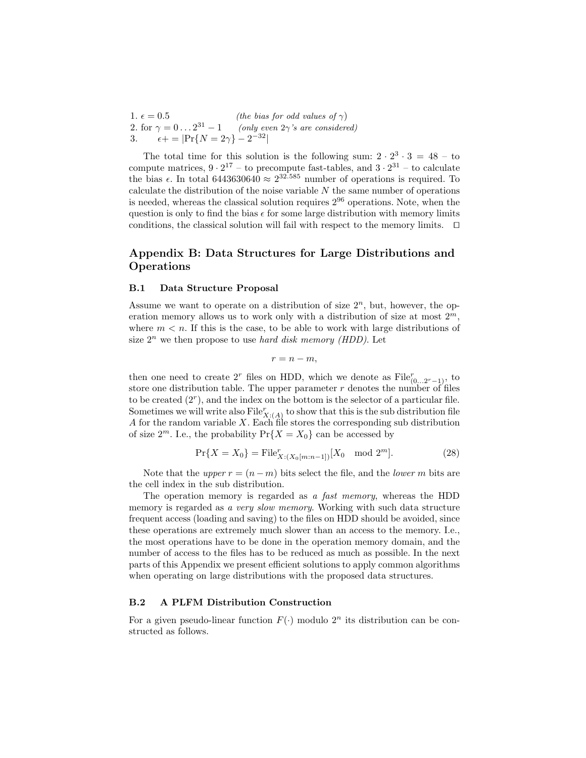1. $\epsilon = 0.5$ *(the bias for odd values of $\gamma$)*
2. for $\gamma = 0 \ldots 2^{31} - 1$ *(only even $2\gamma$'s are considered)*
3. $\quad \epsilon += |\Pr\{N = 2\gamma\} - 2^{-32}|$

The total time for this solution is the following sum: $2 \cdot 2^3 \cdot 3 = 48$ – to compute matrices, $9 \cdot 2^{17}$ – to precompute fast-tables, and $3 \cdot 2^{31}$ – to calculate the bias $\epsilon$. In total $6443630640 \approx 2^{32.585}$ number of operations is required. To calculate the distribution of the noise variable $N$ the same number of operations is needed, whereas the classical solution requires $2^{96}$ operations. Note, when the question is only to find the bias $\epsilon$ for some large distribution with memory limits conditions, the classical solution will fail with respect to the memory limits. □

## Appendix B: Data Structures for Large Distributions and Operations

### B.1 Data Structure Proposal

Assume we want to operate on a distribution of size $2^n$, but, however, the operation memory allows us to work only with a distribution of size at most $2^m$, where $m < n$. If this is the case, to be able to work with large distributions of size $2^n$ we then propose to use *hard disk memory (HDD)*. Let

$$r = n - m,$$

then one need to create $2^r$ files on HDD, which we denote as $\text{File}^r_{(0\ldots 2^r-1)}$, to store one distribution table. The upper parameter $r$ denotes the number of files to be created ($2^r$), and the index on the bottom is the selector of a particular file. Sometimes we will write also $\text{File}^r_{X:(A)}$ to show that this is the sub distribution file $A$ for the random variable $X$. Each file stores the corresponding sub distribution of size $2^m$. I.e., the probability $\Pr\{X = X_0\}$ can be accessed by

$$\Pr\{X = X_0\} = \text{File}^r_{X:(X_0[m:n-1])}[X_0 \mod 2^m]. \tag{28}$$

Note that the *upper* $r = (n - m)$ bits select the file, and the *lower* $m$ bits are the cell index in the sub distribution.

The operation memory is regarded as *a fast memory*, whereas the HDD memory is regarded as *a very slow memory*. Working with such data structure frequent access (loading and saving) to the files on HDD should be avoided, since these operations are extremely much slower than an access to the memory. I.e., the most operations have to be done in the operation memory domain, and the number of access to the files has to be reduced as much as possible. In the next parts of this Appendix we present efficient solutions to apply common algorithms when operating on large distributions with the proposed data structures.

### B.2 A PLFM Distribution Construction

For a given pseudo-linear function $F(\cdot)$ modulo $2^n$ its distribution can be constructed as follows.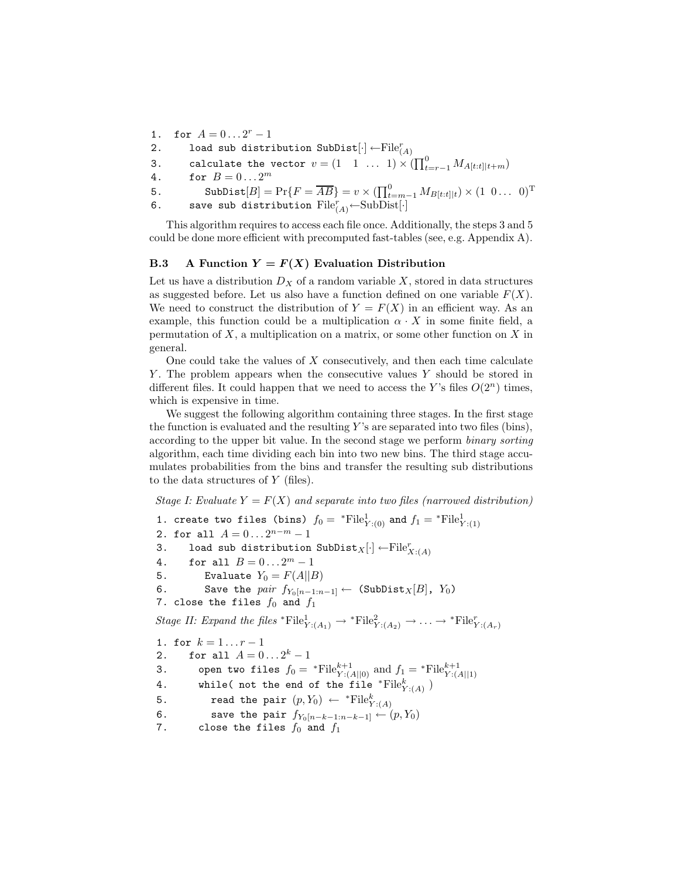```
1.  for A = 0...2^r − 1
2.     load sub distribution SubDist[·] ←File^r_(A)
3.     calculate the vector v = (1  1  ...  1) × (∏_{t=r−1}^{0} M_{A[t:t]||t+m})
4.     for B = 0...2^m
5.        SubDist[B] = Pr{F = \overline{AB}} = v × (∏_{t=m−1}^{0} M_{B[t:t]||t}) × (1  0...  0)^T
6.     save sub distribution File^r_(A)←SubDist[·]
```

This algorithm requires to access each file once. Additionally, the steps 3 and 5 could be done more efficient with precomputed fast-tables (see, e.g. Appendix A).

### B.3 A Function $Y = F(X)$ Evaluation Distribution

Let us have a distribution $D_X$ of a random variable $X$, stored in data structures as suggested before. Let us also have a function defined on one variable $F(X)$. We need to construct the distribution of $Y = F(X)$ in an efficient way. As an example, this function could be a multiplication $\alpha \cdot X$ in some finite field, a permutation of $X$, a multiplication on a matrix, or some other function on $X$ in general.

One could take the values of $X$ consecutively, and then each time calculate $Y$. The problem appears when the consecutive values $Y$ should be stored in different files. It could happen that we need to access the $Y$'s files $O(2^n)$ times, which is expensive in time.

We suggest the following algorithm containing three stages. In the first stage the function is evaluated and the resulting $Y$'s are separated into two files (bins), according to the upper bit value. In the second stage we perform *binary sorting* algorithm, each time dividing each bin into two new bins. The third stage accumulates probabilities from the bins and transfer the resulting sub distributions to the data structures of $Y$ (files).

*Stage I: Evaluate $Y = F(X)$ and separate into two files (narrowed distribution)*

```
1. create two files (bins) f_0 = *File^1_{Y:(0)} and f_1 = *File^1_{Y:(1)}
2. for all A = 0...2^{n−m} − 1
3.    load sub distribution SubDist_X[·] ←File^r_{X:(A)}
4.    for all B = 0...2^m − 1
5.       Evaluate Y_0 = F(A||B)
6.       Save the pair f_{Y_0[n−1:n−1]} ← (SubDist_X[B], Y_0)
7. close the files f_0 and f_1
```

*Stage II: Expand the files $^*\text{File}^1_{Y:(A_1)} \to {}^*\text{File}^2_{Y:(A_2)} \to \ldots \to {}^*\text{File}^r_{Y:(A_r)}$*

```
1. for k = 1...r − 1
2.    for all A = 0...2^k − 1
3.      open two files f_0 = *File^{k+1}_{Y:(A||0)} and f_1 = *File^{k+1}_{Y:(A||1)}
4.      while( not the end of the file *File^k_{Y:(A)} )
5.        read the pair (p, Y_0) ← *File^k_{Y:(A)}
6.        save the pair f_{Y_0[n−k−1:n−k−1]} ← (p, Y_0)
7.      close the files f_0 and f_1
```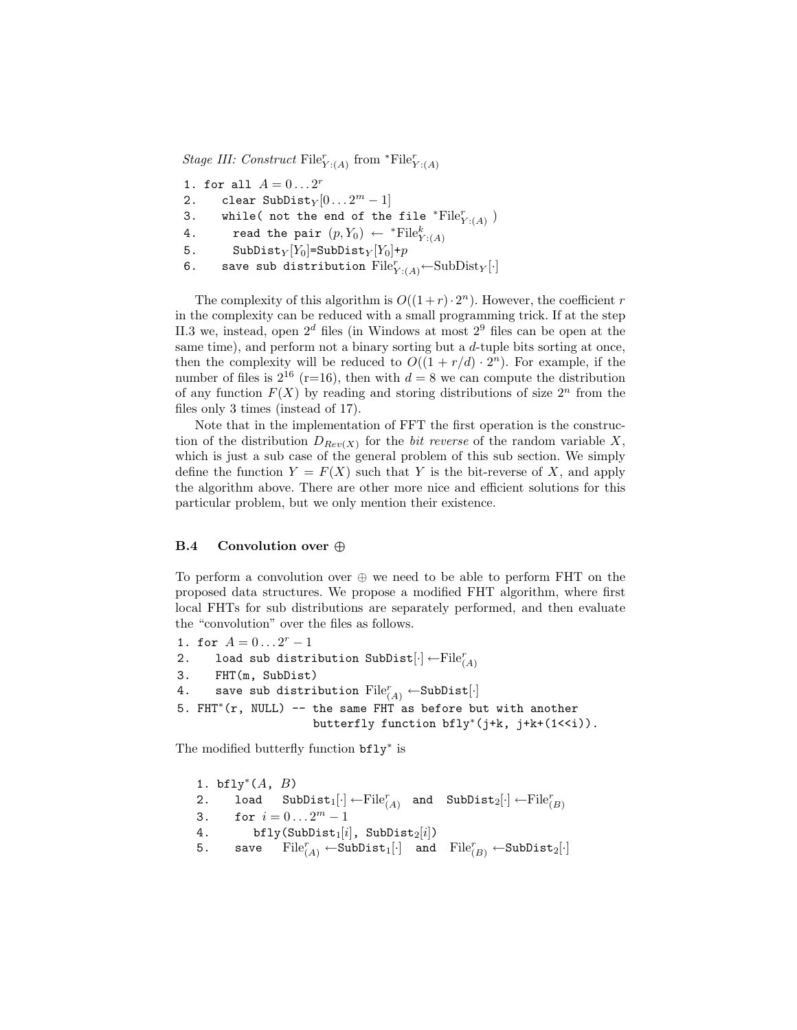*Stage III: Construct* $\text{File}^r_{Y:(A)}$ from $^*\text{File}^r_{Y:(A)}$

```
1. for all A = 0...2^r
2.    clear SubDist_Y[0...2^m − 1]
3.    while( not the end of the file *File^r_{Y:(A)} )
4.      read the pair (p, Y_0) ← *File^k_{Y:(A)}
5.      SubDist_Y[Y_0]=SubDist_Y[Y_0]+p
6.    save sub distribution File^r_{Y:(A)} ← SubDist_Y[·]
```

The complexity of this algorithm is $O((1+r)\cdot 2^n)$. However, the coefficient $r$ in the complexity can be reduced with a small programming trick. If at the step II.3 we, instead, open $2^d$ files (in Windows at most $2^9$ files can be open at the same time), and perform not a binary sorting but a $d$-tuple bits sorting at once, then the complexity will be reduced to $O((1+r/d)\cdot 2^n)$. For example, if the number of files is $2^{16}$ (r=16), then with $d=8$ we can compute the distribution of any function $F(X)$ by reading and storing distributions of size $2^n$ from the files only 3 times (instead of 17).

Note that in the implementation of FFT the first operation is the construction of the distribution $D_{Rev(X)}$ for the *bit reverse* of the random variable $X$, which is just a sub case of the general problem of this sub section. We simply define the function $Y = F(X)$ such that $Y$ is the bit-reverse of $X$, and apply the algorithm above. There are other more nice and efficient solutions for this particular problem, but we only mention their existence.

### B.4 Convolution over $\oplus$

To perform a convolution over $\oplus$ we need to be able to perform FHT on the proposed data structures. We propose a modified FHT algorithm, where first local FHTs for sub distributions are separately performed, and then evaluate the "convolution" over the files as follows.

```
1. for A = 0...2^r − 1
2.    load sub distribution SubDist[·] ← File^r_(A)
3.    FHT(m, SubDist)
4.    save sub distribution File^r_(A) ← SubDist[·]
5. FHT*(r, NULL) -- the same FHT as before but with another
                    butterfly function bfly*(j+k, j+k+(1<<i)).
```

The modified butterfly function `bfly*` is

```
1. bfly*(A, B)
2.    load   SubDist_1[·] ← File^r_(A)  and  SubDist_2[·] ← File^r_(B)
3.    for i = 0...2^m − 1
4.       bfly(SubDist_1[i], SubDist_2[i])
5.    save   File^r_(A) ← SubDist_1[·]  and  File^r_(B) ← SubDist_2[·]
```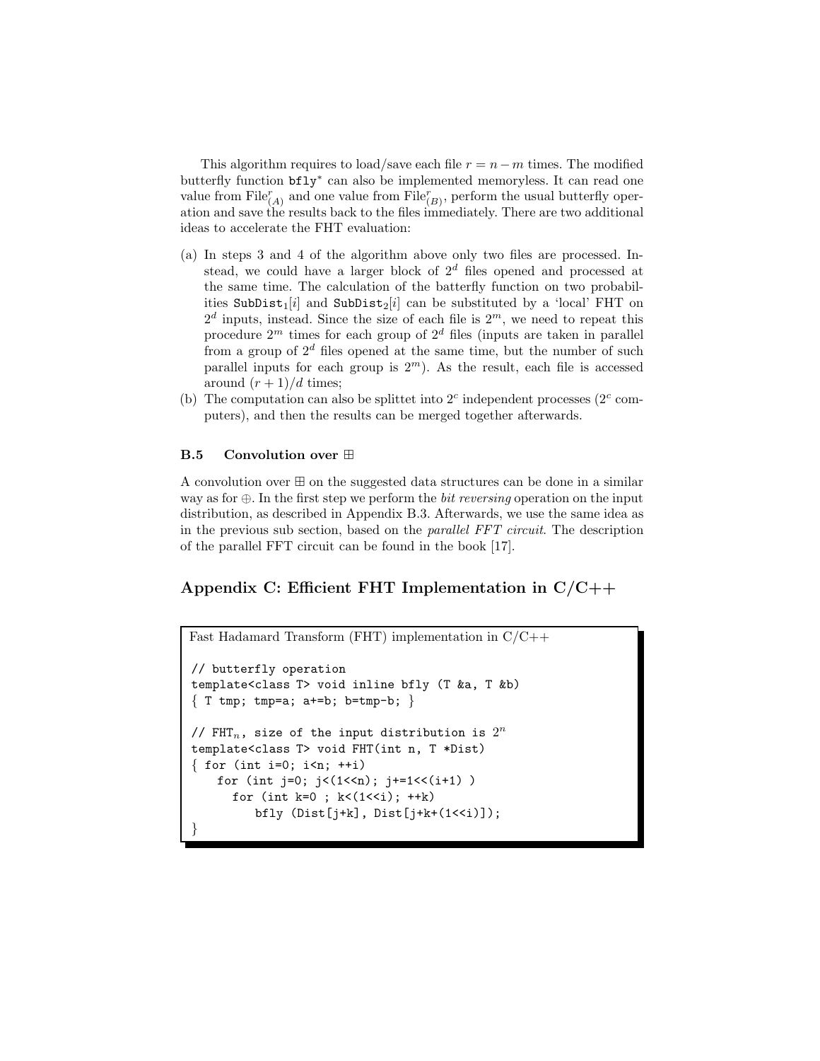This algorithm requires to load/save each file $r = n - m$ times. The modified butterfly function $\texttt{bfly}^*$ can also be implemented memoryless. It can read one value from $\text{File}^r_{(A)}$ and one value from $\text{File}^r_{(B)}$, perform the usual butterfly operation and save the results back to the files immediately. There are two additional ideas to accelerate the FHT evaluation:

(a) In steps 3 and 4 of the algorithm above only two files are processed. Instead, we could have a larger block of $2^d$ files opened and processed at the same time. The calculation of the batterfly function on two probabilities $\texttt{SubDist}_1[i]$ and $\texttt{SubDist}_2[i]$ can be substituted by a 'local' FHT on $2^d$ inputs, instead. Since the size of each file is $2^m$, we need to repeat this procedure $2^m$ times for each group of $2^d$ files (inputs are taken in parallel from a group of $2^d$ files opened at the same time, but the number of such parallel inputs for each group is $2^m$). As the result, each file is accessed around $(r + 1)/d$ times;

(b) The computation can also be splittet into $2^c$ independent processes ($2^c$ computers), and then the results can be merged together afterwards.

### B.5 Convolution over ⊞

A convolution over ⊞ on the suggested data structures can be done in a similar way as for ⊕. In the first step we perform the *bit reversing* operation on the input distribution, as described in Appendix B.3. Afterwards, we use the same idea as in the previous sub section, based on the *parallel FFT circuit*. The description of the parallel FFT circuit can be found in the book [17].

## Appendix C: Efficient FHT Implementation in C/C++

Fast Hadamard Transform (FHT) implementation in C/C++

```
// butterfly operation
template<class T> void inline bfly (T &a, T &b)
{ T tmp; tmp=a; a+=b; b=tmp-b; }

// FHT_n, size of the input distribution is 2^n
template<class T> void FHT(int n, T *Dist)
{ for (int i=0; i<n; ++i)
    for (int j=0; j<(1<<n); j+=1<<(i+1) )
      for (int k=0 ; k<(1<<i); ++k)
         bfly (Dist[j+k], Dist[j+k+(1<<i)]);
}
```